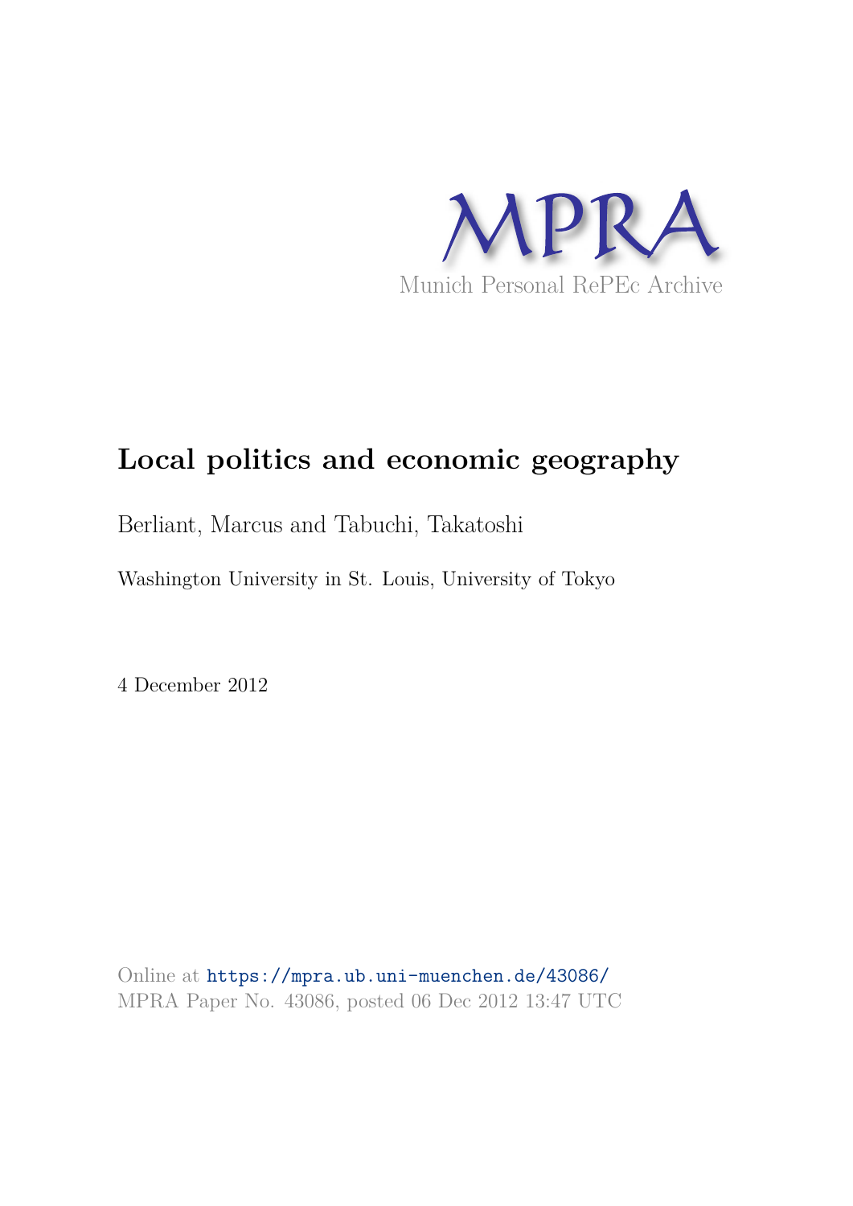MPRA

Munich Personal RePEc Archive

# Local politics and economic geography

Berliant, Marcus and Tabuchi, Takatoshi

Washington University in St. Louis, University of Tokyo

4 December 2012

Online at https://mpra.ub.uni-muenchen.de/43086/
MPRA Paper No. 43086, posted 06 Dec 2012 13:47 UTC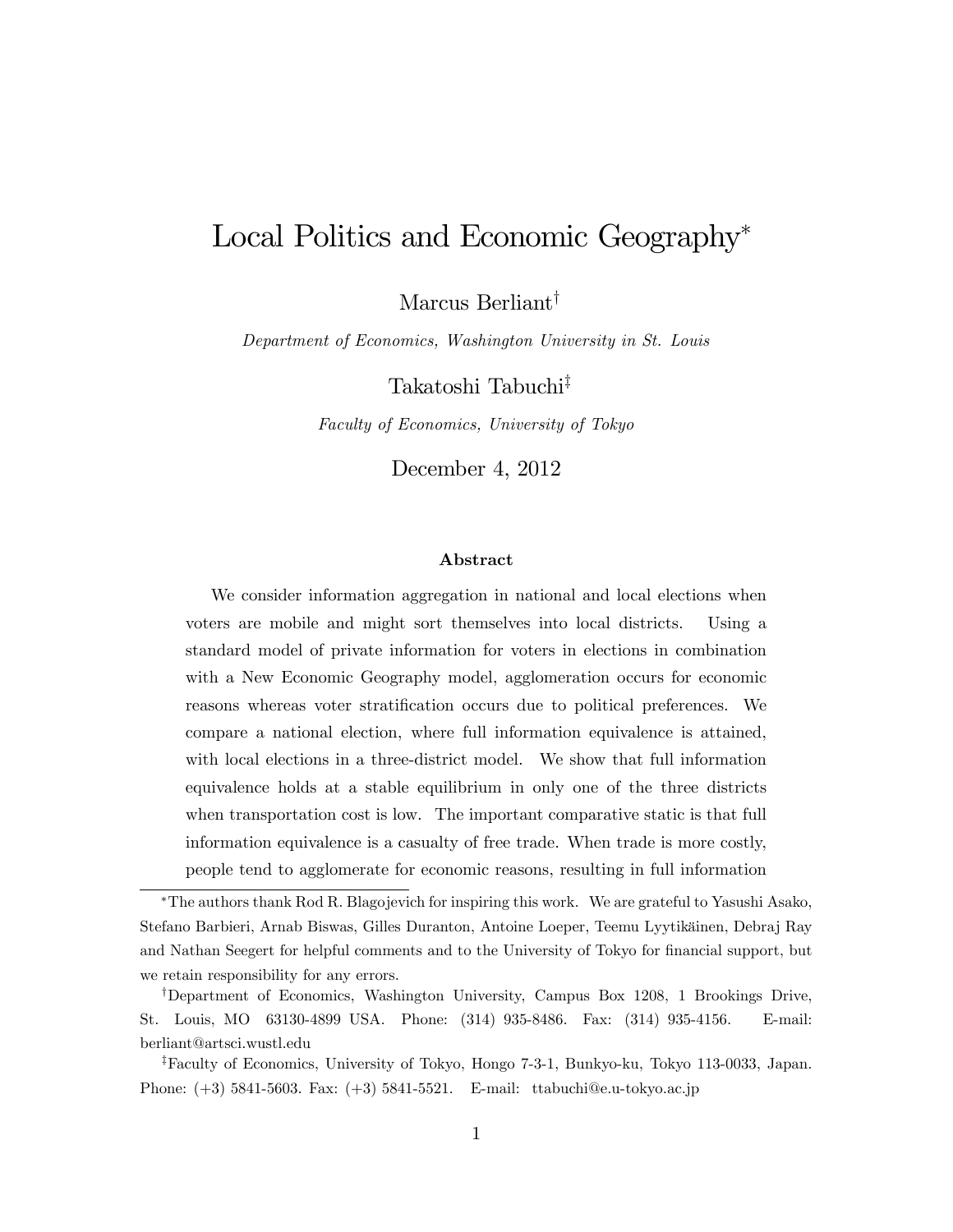# Local Politics and Economic Geography*

Marcus Berliant†

*Department of Economics, Washington University in St. Louis*

Takatoshi Tabuchi‡

*Faculty of Economics, University of Tokyo*

December 4, 2012

### Abstract

We consider information aggregation in national and local elections when voters are mobile and might sort themselves into local districts. Using a standard model of private information for voters in elections in combination with a New Economic Geography model, agglomeration occurs for economic reasons whereas voter stratification occurs due to political preferences. We compare a national election, where full information equivalence is attained, with local elections in a three-district model. We show that full information equivalence holds at a stable equilibrium in only one of the three districts when transportation cost is low. The important comparative static is that full information equivalence is a casualty of free trade. When trade is more costly, people tend to agglomerate for economic reasons, resulting in full information

---

*The authors thank Rod R. Blagojevich for inspiring this work. We are grateful to Yasushi Asako, Stefano Barbieri, Arnab Biswas, Gilles Duranton, Antoine Loeper, Teemu Lyytikäinen, Debraj Ray and Nathan Seegert for helpful comments and to the University of Tokyo for financial support, but we retain responsibility for any errors.

†Department of Economics, Washington University, Campus Box 1208, 1 Brookings Drive, St. Louis, MO 63130-4899 USA. Phone: (314) 935-8486. Fax: (314) 935-4156. E-mail: berliant@artsci.wustl.edu

‡Faculty of Economics, University of Tokyo, Hongo 7-3-1, Bunkyo-ku, Tokyo 113-0033, Japan. Phone: (+3) 5841-5603. Fax: (+3) 5841-5521. E-mail: ttabuchi@e.u-tokyo.ac.jp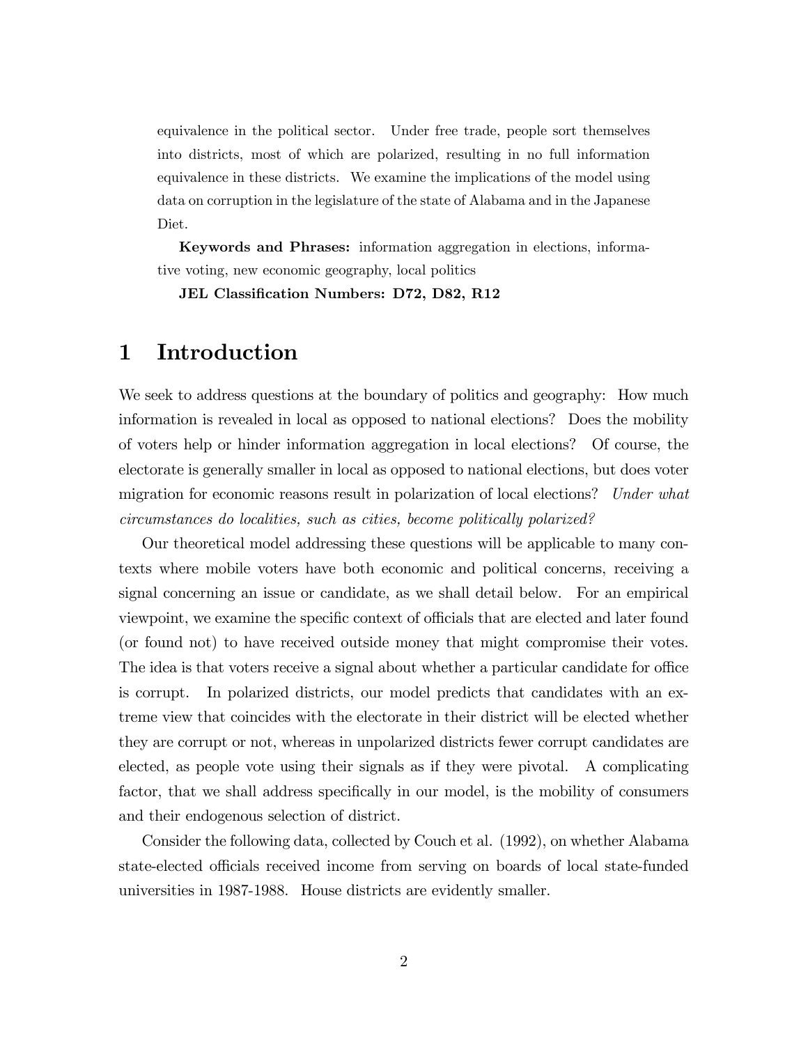equivalence in the political sector. Under free trade, people sort themselves into districts, most of which are polarized, resulting in no full information equivalence in these districts. We examine the implications of the model using data on corruption in the legislature of the state of Alabama and in the Japanese Diet.

**Keywords and Phrases:** information aggregation in elections, informative voting, new economic geography, local politics

**JEL Classification Numbers: D72, D82, R12**

# 1 Introduction

We seek to address questions at the boundary of politics and geography: How much information is revealed in local as opposed to national elections? Does the mobility of voters help or hinder information aggregation in local elections? Of course, the electorate is generally smaller in local as opposed to national elections, but does voter migration for economic reasons result in polarization of local elections? *Under what circumstances do localities, such as cities, become politically polarized?*

Our theoretical model addressing these questions will be applicable to many contexts where mobile voters have both economic and political concerns, receiving a signal concerning an issue or candidate, as we shall detail below. For an empirical viewpoint, we examine the specific context of officials that are elected and later found (or found not) to have received outside money that might compromise their votes. The idea is that voters receive a signal about whether a particular candidate for office is corrupt. In polarized districts, our model predicts that candidates with an extreme view that coincides with the electorate in their district will be elected whether they are corrupt or not, whereas in unpolarized districts fewer corrupt candidates are elected, as people vote using their signals as if they were pivotal. A complicating factor, that we shall address specifically in our model, is the mobility of consumers and their endogenous selection of district.

Consider the following data, collected by Couch et al. (1992), on whether Alabama state-elected officials received income from serving on boards of local state-funded universities in 1987-1988. House districts are evidently smaller.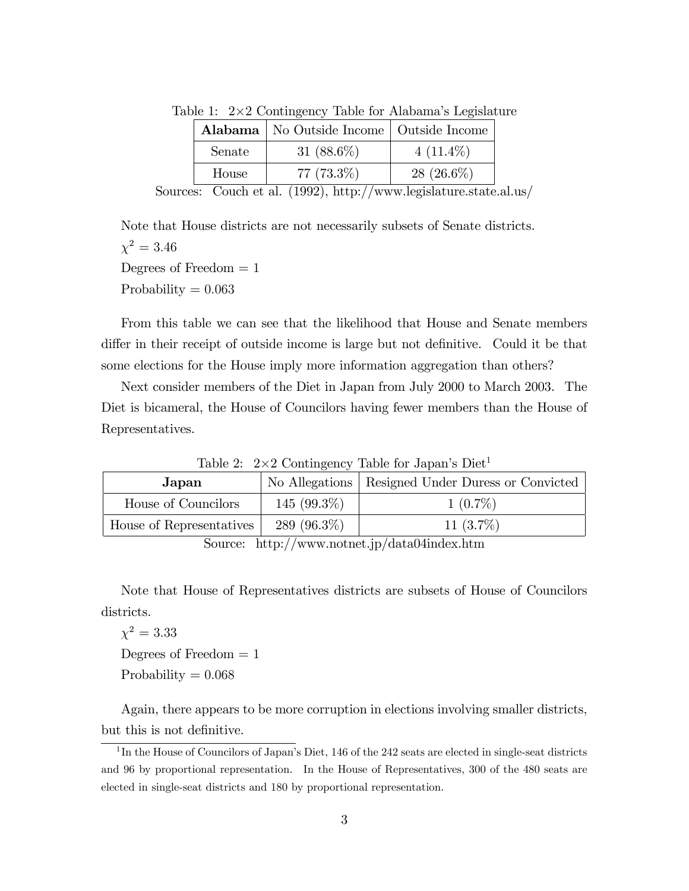Table 1: 2×2 Contingency Table for Alabama's Legislature

| **Alabama** | No Outside Income | Outside Income |
|---|---|---|
| Senate | 31 (88.6%) | 4 (11.4%) |
| House | 77 (73.3%) | 28 (26.6%) |

Sources: Couch et al. (1992), http://www.legislature.state.al.us/

Note that House districts are not necessarily subsets of Senate districts.

$\chi^2 = 3.46$

Degrees of Freedom = 1

Probability = 0.063

From this table we can see that the likelihood that House and Senate members differ in their receipt of outside income is large but not definitive. Could it be that some elections for the House imply more information aggregation than others?

Next consider members of the Diet in Japan from July 2000 to March 2003. The Diet is bicameral, the House of Councilors having fewer members than the House of Representatives.

Table 2: 2×2 Contingency Table for Japan's Diet[1]

| **Japan** | No Allegations | Resigned Under Duress or Convicted |
|---|---|---|
| House of Councilors | 145 (99.3%) | 1 (0.7%) |
| House of Representatives | 289 (96.3%) | 11 (3.7%) |

Source: http://www.notnet.jp/data04index.htm

Note that House of Representatives districts are subsets of House of Councilors districts.

$\chi^2 = 3.33$

Degrees of Freedom = 1

Probability = 0.068

Again, there appears to be more corruption in elections involving smaller districts, but this is not definitive.

[1] In the House of Councilors of Japan's Diet, 146 of the 242 seats are elected in single-seat districts and 96 by proportional representation. In the House of Representatives, 300 of the 480 seats are elected in single-seat districts and 180 by proportional representation.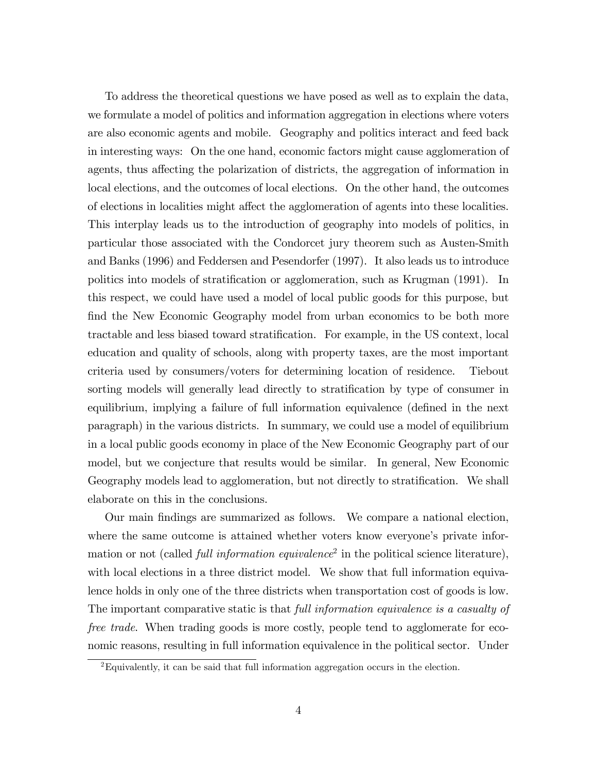To address the theoretical questions we have posed as well as to explain the data, we formulate a model of politics and information aggregation in elections where voters are also economic agents and mobile. Geography and politics interact and feed back in interesting ways: On the one hand, economic factors might cause agglomeration of agents, thus affecting the polarization of districts, the aggregation of information in local elections, and the outcomes of local elections. On the other hand, the outcomes of elections in localities might affect the agglomeration of agents into these localities. This interplay leads us to the introduction of geography into models of politics, in particular those associated with the Condorcet jury theorem such as Austen-Smith and Banks (1996) and Feddersen and Pesendorfer (1997). It also leads us to introduce politics into models of stratification or agglomeration, such as Krugman (1991). In this respect, we could have used a model of local public goods for this purpose, but find the New Economic Geography model from urban economics to be both more tractable and less biased toward stratification. For example, in the US context, local education and quality of schools, along with property taxes, are the most important criteria used by consumers/voters for determining location of residence. Tiebout sorting models will generally lead directly to stratification by type of consumer in equilibrium, implying a failure of full information equivalence (defined in the next paragraph) in the various districts. In summary, we could use a model of equilibrium in a local public goods economy in place of the New Economic Geography part of our model, but we conjecture that results would be similar. In general, New Economic Geography models lead to agglomeration, but not directly to stratification. We shall elaborate on this in the conclusions.

Our main findings are summarized as follows. We compare a national election, where the same outcome is attained whether voters know everyone's private information or not (called *full information equivalence*[2] in the political science literature), with local elections in a three district model. We show that full information equivalence holds in only one of the three districts when transportation cost of goods is low. The important comparative static is that *full information equivalence is a casualty of free trade*. When trading goods is more costly, people tend to agglomerate for economic reasons, resulting in full information equivalence in the political sector. Under

[2] Equivalently, it can be said that full information aggregation occurs in the election.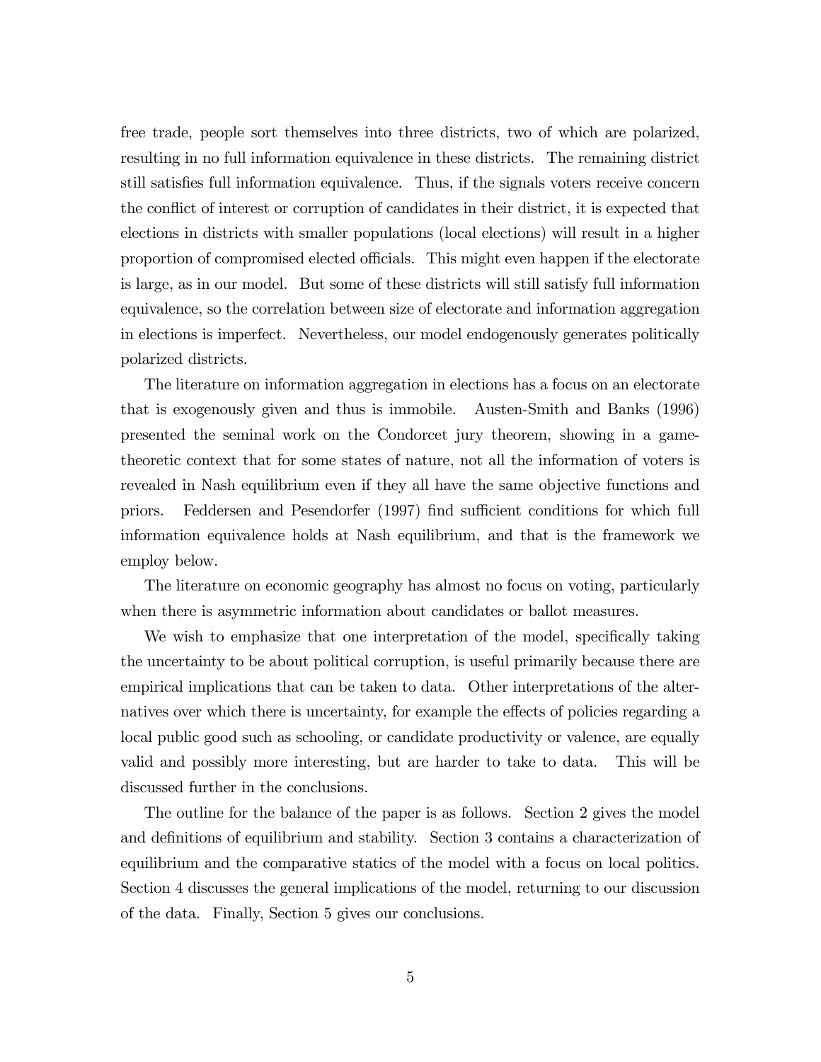free trade, people sort themselves into three districts, two of which are polarized, resulting in no full information equivalence in these districts. The remaining district still satisfies full information equivalence. Thus, if the signals voters receive concern the conflict of interest or corruption of candidates in their district, it is expected that elections in districts with smaller populations (local elections) will result in a higher proportion of compromised elected officials. This might even happen if the electorate is large, as in our model. But some of these districts will still satisfy full information equivalence, so the correlation between size of electorate and information aggregation in elections is imperfect. Nevertheless, our model endogenously generates politically polarized districts.

The literature on information aggregation in elections has a focus on an electorate that is exogenously given and thus is immobile. Austen-Smith and Banks (1996) presented the seminal work on the Condorcet jury theorem, showing in a game-theoretic context that for some states of nature, not all the information of voters is revealed in Nash equilibrium even if they all have the same objective functions and priors. Feddersen and Pesendorfer (1997) find sufficient conditions for which full information equivalence holds at Nash equilibrium, and that is the framework we employ below.

The literature on economic geography has almost no focus on voting, particularly when there is asymmetric information about candidates or ballot measures.

We wish to emphasize that one interpretation of the model, specifically taking the uncertainty to be about political corruption, is useful primarily because there are empirical implications that can be taken to data. Other interpretations of the alternatives over which there is uncertainty, for example the effects of policies regarding a local public good such as schooling, or candidate productivity or valence, are equally valid and possibly more interesting, but are harder to take to data. This will be discussed further in the conclusions.

The outline for the balance of the paper is as follows. Section 2 gives the model and definitions of equilibrium and stability. Section 3 contains a characterization of equilibrium and the comparative statics of the model with a focus on local politics. Section 4 discusses the general implications of the model, returning to our discussion of the data. Finally, Section 5 gives our conclusions.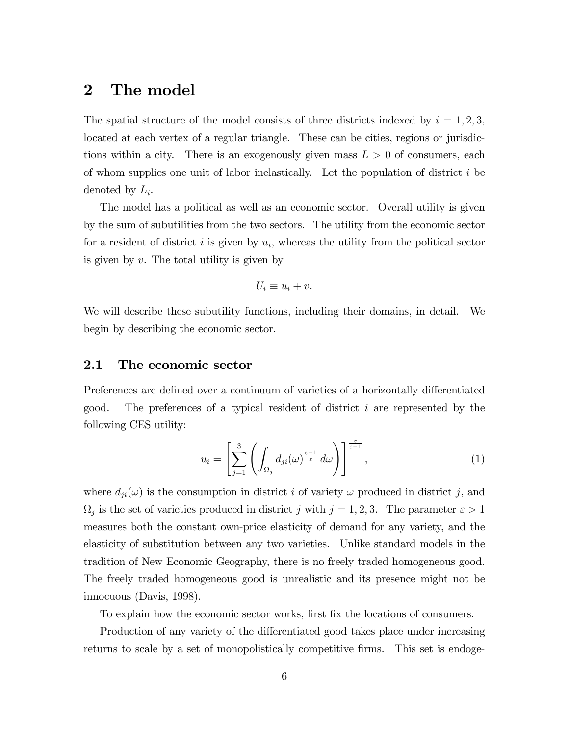## 2 The model

The spatial structure of the model consists of three districts indexed by $i = 1, 2, 3$, located at each vertex of a regular triangle. These can be cities, regions or jurisdictions within a city. There is an exogenously given mass $L > 0$ of consumers, each of whom supplies one unit of labor inelastically. Let the population of district $i$ be denoted by $L_i$.

The model has a political as well as an economic sector. Overall utility is given by the sum of subutilities from the two sectors. The utility from the economic sector for a resident of district $i$ is given by $u_i$, whereas the utility from the political sector is given by $v$. The total utility is given by

$$U_i \equiv u_i + v.$$

We will describe these subutility functions, including their domains, in detail. We begin by describing the economic sector.

### 2.1 The economic sector

Preferences are defined over a continuum of varieties of a horizontally differentiated good. The preferences of a typical resident of district $i$ are represented by the following CES utility:

$$u_i = \left[ \sum_{j=1}^{3} \left( \int_{\Omega_j} d_{ji}(\omega)^{\frac{\varepsilon-1}{\varepsilon}} d\omega \right) \right]^{\frac{\varepsilon}{\varepsilon-1}}, \tag{1}$$

where $d_{ji}(\omega)$ is the consumption in district $i$ of variety $\omega$ produced in district $j$, and $\Omega_j$ is the set of varieties produced in district $j$ with $j = 1, 2, 3$. The parameter $\varepsilon > 1$ measures both the constant own-price elasticity of demand for any variety, and the elasticity of substitution between any two varieties. Unlike standard models in the tradition of New Economic Geography, there is no freely traded homogeneous good. The freely traded homogeneous good is unrealistic and its presence might not be innocuous (Davis, 1998).

To explain how the economic sector works, first fix the locations of consumers.

Production of any variety of the differentiated good takes place under increasing returns to scale by a set of monopolistically competitive firms. This set is endoge-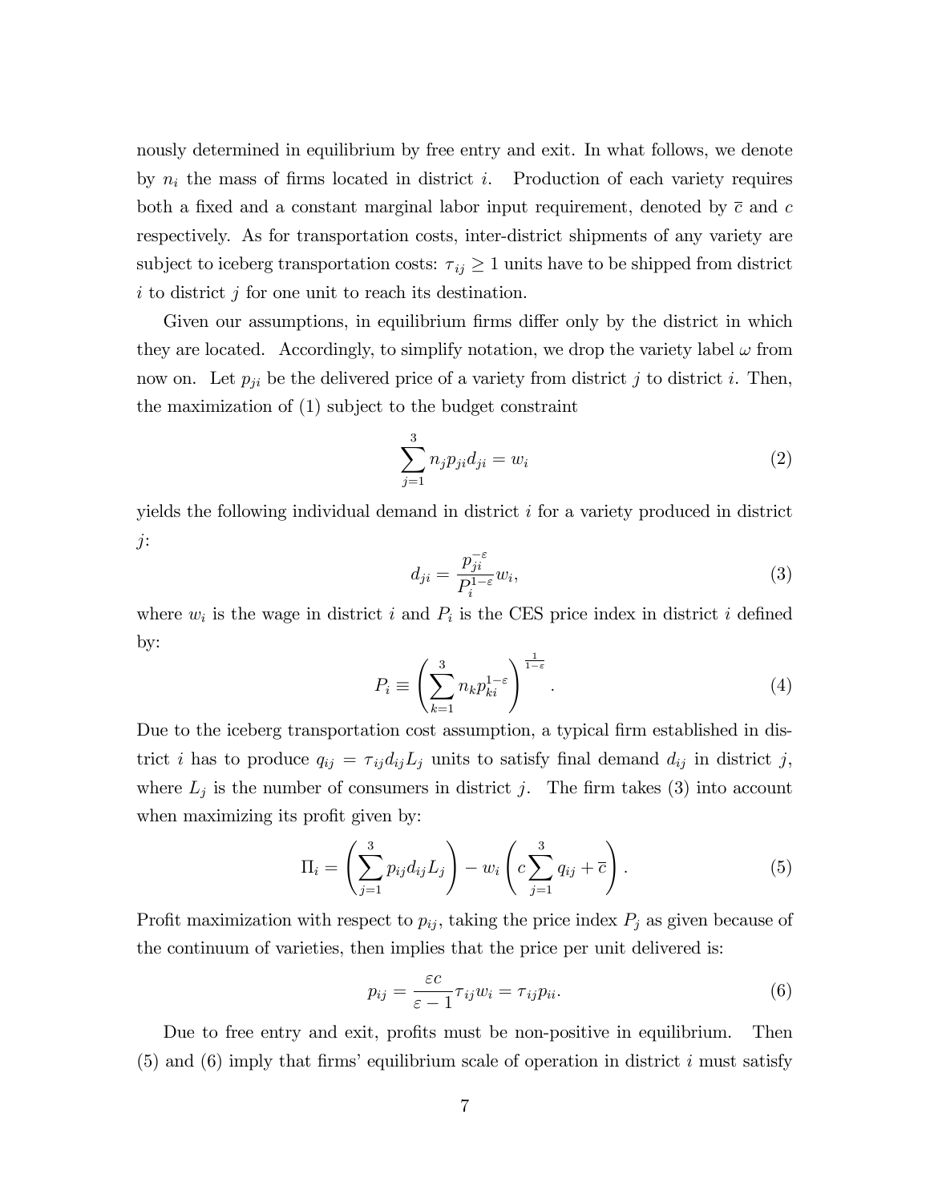nously determined in equilibrium by free entry and exit. In what follows, we denote by $n_i$ the mass of firms located in district $i$. Production of each variety requires both a fixed and a constant marginal labor input requirement, denoted by $\overline{c}$ and $c$ respectively. As for transportation costs, inter-district shipments of any variety are subject to iceberg transportation costs: $\tau_{ij} \geq 1$ units have to be shipped from district $i$ to district $j$ for one unit to reach its destination.

Given our assumptions, in equilibrium firms differ only by the district in which they are located. Accordingly, to simplify notation, we drop the variety label $\omega$ from now on. Let $p_{ji}$ be the delivered price of a variety from district $j$ to district $i$. Then, the maximization of (1) subject to the budget constraint

$$\sum_{j=1}^{3} n_j p_{ji} d_{ji} = w_i \tag{2}$$

yields the following individual demand in district $i$ for a variety produced in district $j$:

$$d_{ji} = \frac{p_{ji}^{-\varepsilon}}{P_i^{1-\varepsilon}} w_i, \tag{3}$$

where $w_i$ is the wage in district $i$ and $P_i$ is the CES price index in district $i$ defined by:

$$P_i \equiv \left( \sum_{k=1}^{3} n_k p_{ki}^{1-\varepsilon} \right)^{\frac{1}{1-\varepsilon}}. \tag{4}$$

Due to the iceberg transportation cost assumption, a typical firm established in district $i$ has to produce $q_{ij} = \tau_{ij} d_{ij} L_j$ units to satisfy final demand $d_{ij}$ in district $j$, where $L_j$ is the number of consumers in district $j$. The firm takes (3) into account when maximizing its profit given by:

$$\Pi_i = \left( \sum_{j=1}^{3} p_{ij} d_{ij} L_j \right) - w_i \left( c \sum_{j=1}^{3} q_{ij} + \overline{c} \right). \tag{5}$$

Profit maximization with respect to $p_{ij}$, taking the price index $P_j$ as given because of the continuum of varieties, then implies that the price per unit delivered is:

$$p_{ij} = \frac{\varepsilon c}{\varepsilon - 1} \tau_{ij} w_i = \tau_{ij} p_{ii}. \tag{6}$$

Due to free entry and exit, profits must be non-positive in equilibrium. Then (5) and (6) imply that firms' equilibrium scale of operation in district $i$ must satisfy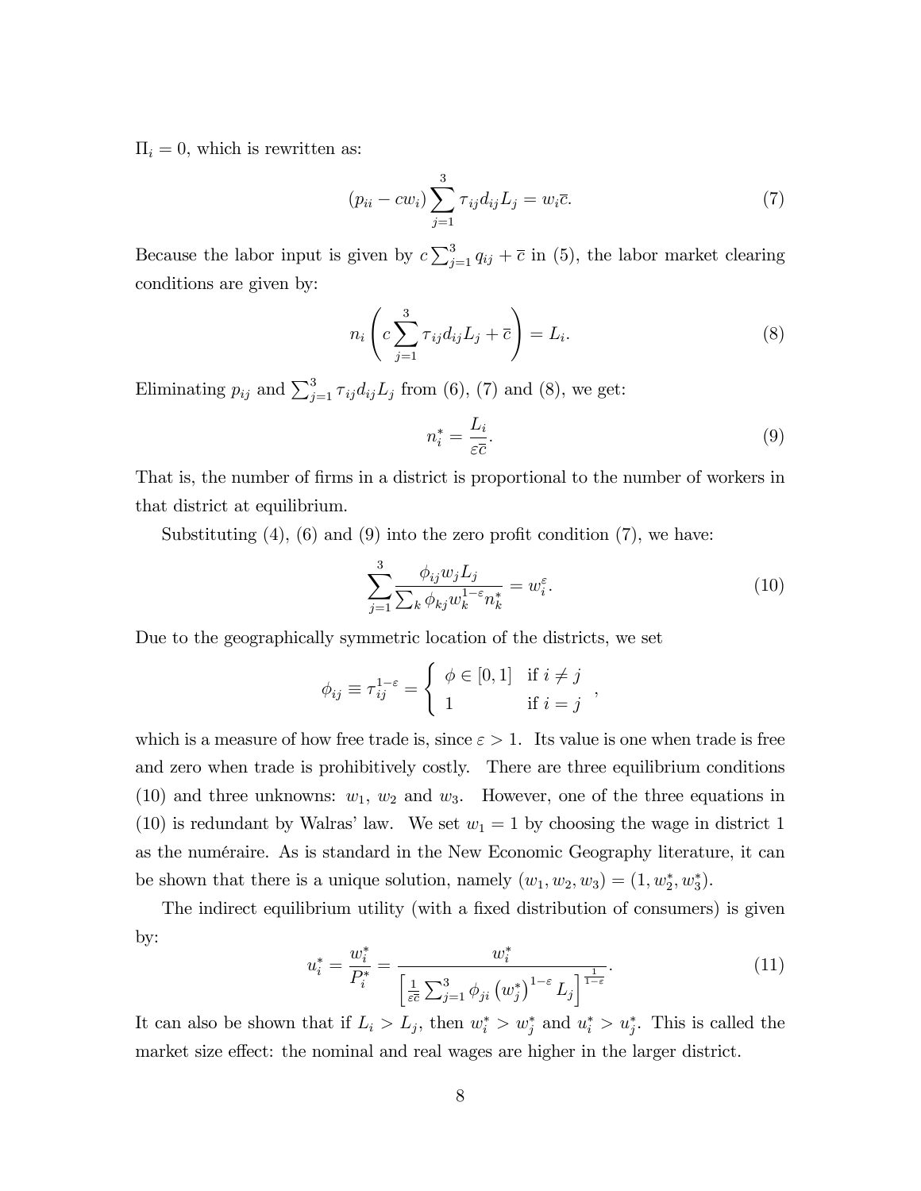$\Pi_i = 0$, which is rewritten as:

$$(p_{ii} - cw_i) \sum_{j=1}^{3} \tau_{ij} d_{ij} L_j = w_i \bar{c}. \tag{7}$$

Because the labor input is given by $c \sum_{j=1}^{3} q_{ij} + \bar{c}$ in (5), the labor market clearing conditions are given by:

$$n_i \left( c \sum_{j=1}^{3} \tau_{ij} d_{ij} L_j + \bar{c} \right) = L_i. \tag{8}$$

Eliminating $p_{ij}$ and $\sum_{j=1}^{3} \tau_{ij} d_{ij} L_j$ from (6), (7) and (8), we get:

$$n_i^* = \frac{L_i}{\varepsilon \bar{c}}. \tag{9}$$

That is, the number of firms in a district is proportional to the number of workers in that district at equilibrium.

Substituting (4), (6) and (9) into the zero profit condition (7), we have:

$$\sum_{j=1}^{3} \frac{\phi_{ij} w_j L_j}{\sum_k \phi_{kj} w_k^{1-\varepsilon} n_k^*} = w_i^{\varepsilon}. \tag{10}$$

Due to the geographically symmetric location of the districts, we set

$$\phi_{ij} \equiv \tau_{ij}^{1-\varepsilon} = \begin{cases} \phi \in [0, 1] & \text{if } i \neq j \\ 1 & \text{if } i = j \end{cases},$$

which is a measure of how free trade is, since $\varepsilon > 1$. Its value is one when trade is free and zero when trade is prohibitively costly. There are three equilibrium conditions (10) and three unknowns: $w_1$, $w_2$ and $w_3$. However, one of the three equations in (10) is redundant by Walras' law. We set $w_1 = 1$ by choosing the wage in district 1 as the numéraire. As is standard in the New Economic Geography literature, it can be shown that there is a unique solution, namely $(w_1, w_2, w_3) = (1, w_2^*, w_3^*)$.

The indirect equilibrium utility (with a fixed distribution of consumers) is given by:

$$u_i^* = \frac{w_i^*}{P_i^*} = \frac{w_i^*}{\left[ \frac{1}{\varepsilon \bar{c}} \sum_{j=1}^{3} \phi_{ji} \left( w_j^* \right)^{1-\varepsilon} L_j \right]^{\frac{1}{1-\varepsilon}}}. \tag{11}$$

It can also be shown that if $L_i > L_j$, then $w_i^* > w_j^*$ and $u_i^* > u_j^*$. This is called the market size effect: the nominal and real wages are higher in the larger district.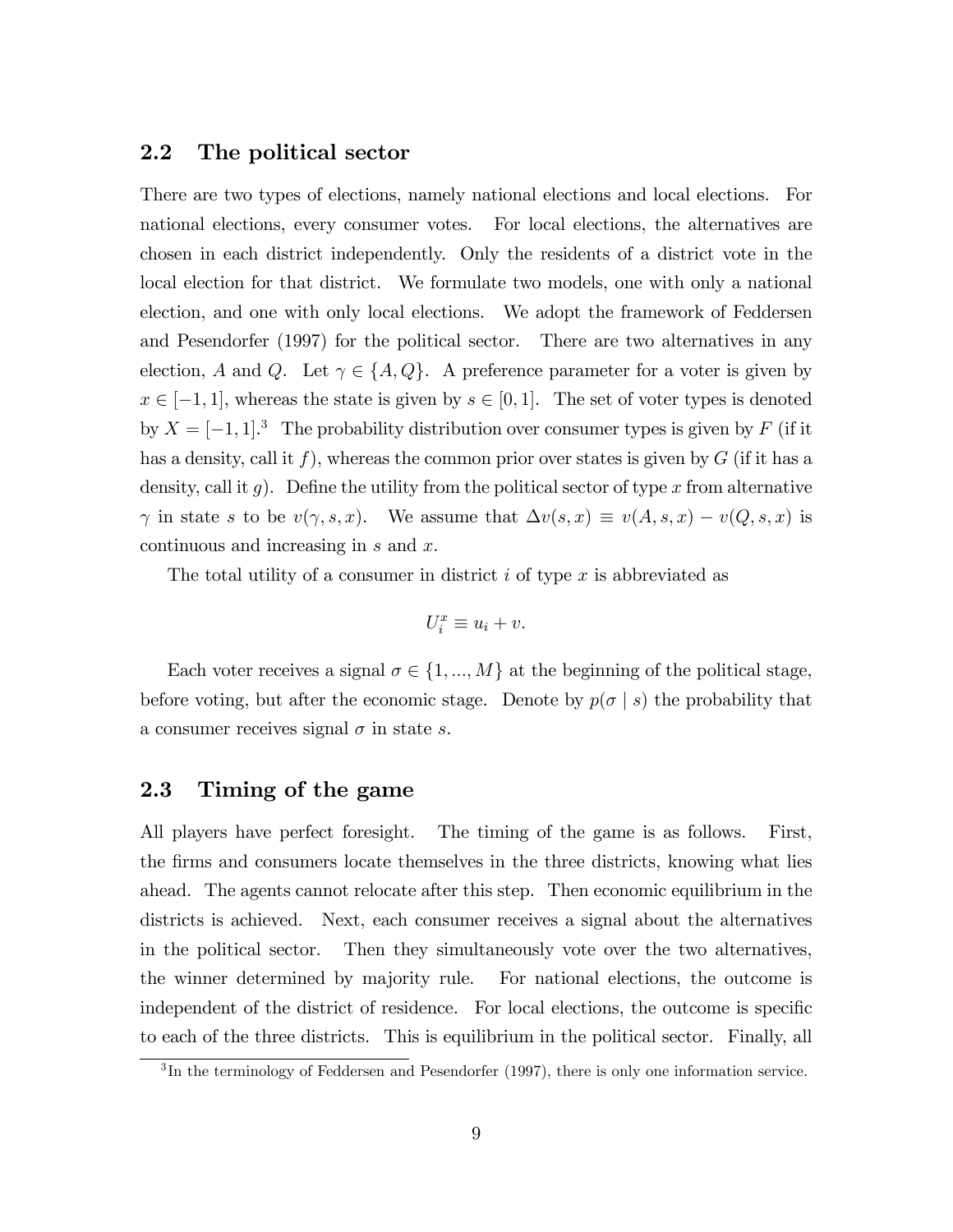## 2.2 The political sector

There are two types of elections, namely national elections and local elections. For national elections, every consumer votes. For local elections, the alternatives are chosen in each district independently. Only the residents of a district vote in the local election for that district. We formulate two models, one with only a national election, and one with only local elections. We adopt the framework of Feddersen and Pesendorfer (1997) for the political sector. There are two alternatives in any election, $A$ and $Q$. Let $\gamma \in \{A, Q\}$. A preference parameter for a voter is given by $x \in [-1, 1]$, whereas the state is given by $s \in [0, 1]$. The set of voter types is denoted by $X = [-1, 1]$.[3] The probability distribution over consumer types is given by $F$ (if it has a density, call it $f$), whereas the common prior over states is given by $G$ (if it has a density, call it $g$). Define the utility from the political sector of type $x$ from alternative $\gamma$ in state $s$ to be $v(\gamma, s, x)$. We assume that $\Delta v(s, x) \equiv v(A, s, x) - v(Q, s, x)$ is continuous and increasing in $s$ and $x$.

The total utility of a consumer in district $i$ of type $x$ is abbreviated as

$$U_i^x \equiv u_i + v.$$

Each voter receives a signal $\sigma \in \{1, ..., M\}$ at the beginning of the political stage, before voting, but after the economic stage. Denote by $p(\sigma \mid s)$ the probability that a consumer receives signal $\sigma$ in state $s$.

## 2.3 Timing of the game

All players have perfect foresight. The timing of the game is as follows. First, the firms and consumers locate themselves in the three districts, knowing what lies ahead. The agents cannot relocate after this step. Then economic equilibrium in the districts is achieved. Next, each consumer receives a signal about the alternatives in the political sector. Then they simultaneously vote over the two alternatives, the winner determined by majority rule. For national elections, the outcome is independent of the district of residence. For local elections, the outcome is specific to each of the three districts. This is equilibrium in the political sector. Finally, all

[3] In the terminology of Feddersen and Pesendorfer (1997), there is only one information service.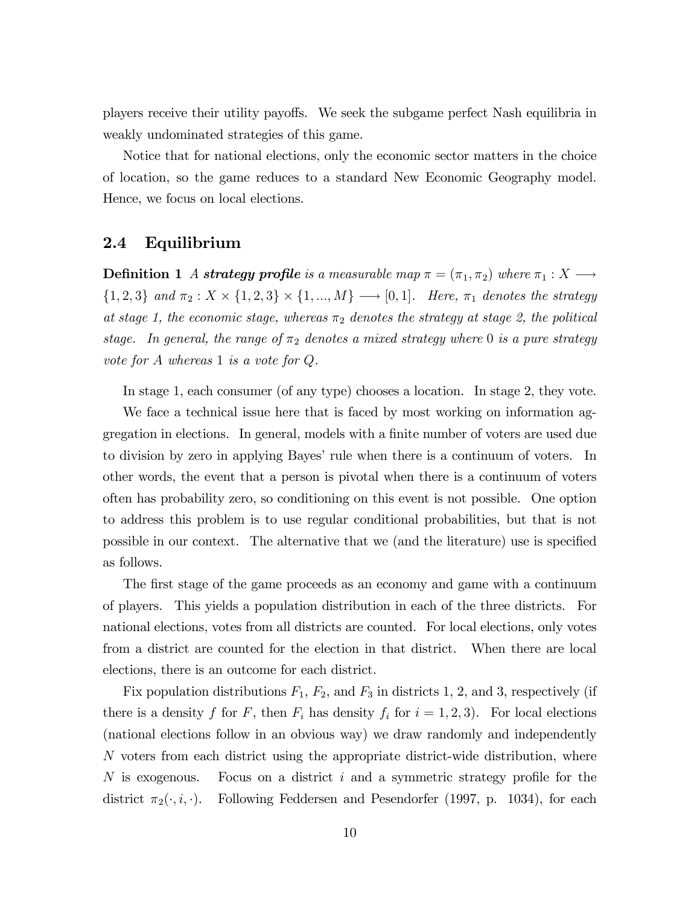players receive their utility payoffs. We seek the subgame perfect Nash equilibria in weakly undominated strategies of this game.

Notice that for national elections, only the economic sector matters in the choice of location, so the game reduces to a standard New Economic Geography model. Hence, we focus on local elections.

## 2.4 Equilibrium

**Definition 1** *A **strategy profile** is a measurable map $\pi = (\pi_1, \pi_2)$ where $\pi_1 : X \longrightarrow \{1, 2, 3\}$ and $\pi_2 : X \times \{1, 2, 3\} \times \{1, ..., M\} \longrightarrow [0, 1]$. Here, $\pi_1$ denotes the strategy at stage 1, the economic stage, whereas $\pi_2$ denotes the strategy at stage 2, the political stage. In general, the range of $\pi_2$ denotes a mixed strategy where $0$ is a pure strategy vote for $A$ whereas $1$ is a vote for $Q$.*

In stage 1, each consumer (of any type) chooses a location. In stage 2, they vote.

We face a technical issue here that is faced by most working on information aggregation in elections. In general, models with a finite number of voters are used due to division by zero in applying Bayes' rule when there is a continuum of voters. In other words, the event that a person is pivotal when there is a continuum of voters often has probability zero, so conditioning on this event is not possible. One option to address this problem is to use regular conditional probabilities, but that is not possible in our context. The alternative that we (and the literature) use is specified as follows.

The first stage of the game proceeds as an economy and game with a continuum of players. This yields a population distribution in each of the three districts. For national elections, votes from all districts are counted. For local elections, only votes from a district are counted for the election in that district. When there are local elections, there is an outcome for each district.

Fix population distributions $F_1$, $F_2$, and $F_3$ in districts 1, 2, and 3, respectively (if there is a density $f$ for $F$, then $F_i$ has density $f_i$ for $i = 1, 2, 3$). For local elections (national elections follow in an obvious way) we draw randomly and independently $N$ voters from each district using the appropriate district-wide distribution, where $N$ is exogenous. Focus on a district $i$ and a symmetric strategy profile for the district $\pi_2(\cdot, i, \cdot)$. Following Feddersen and Pesendorfer (1997, p. 1034), for each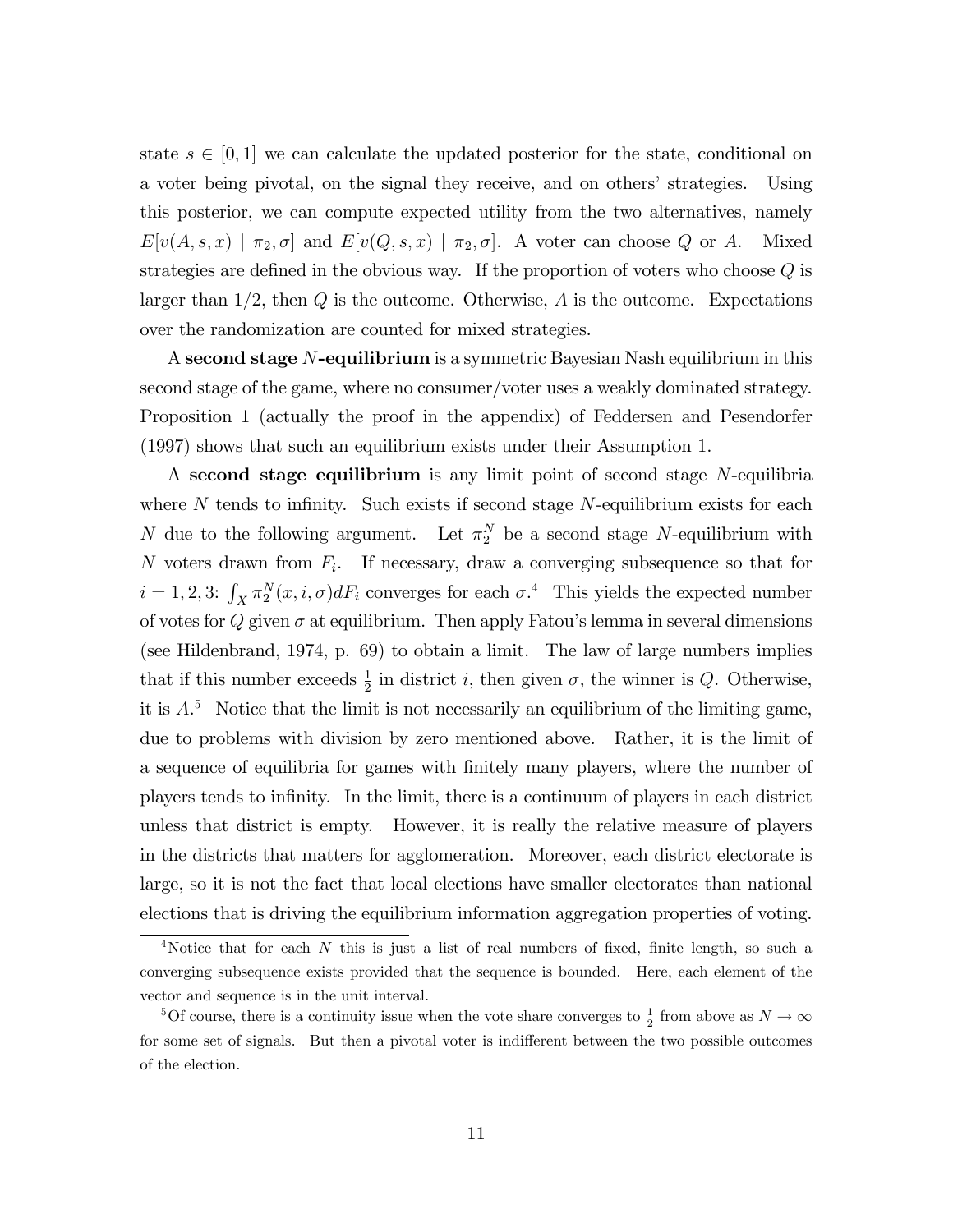state $s \in [0, 1]$ we can calculate the updated posterior for the state, conditional on a voter being pivotal, on the signal they receive, and on others' strategies. Using this posterior, we can compute expected utility from the two alternatives, namely $E[v(A, s, x) \mid \pi_2, \sigma]$ and $E[v(Q, s, x) \mid \pi_2, \sigma]$. A voter can choose $Q$ or $A$. Mixed strategies are defined in the obvious way. If the proportion of voters who choose $Q$ is larger than $1/2$, then $Q$ is the outcome. Otherwise, $A$ is the outcome. Expectations over the randomization are counted for mixed strategies.

A **second stage $N$-equilibrium** is a symmetric Bayesian Nash equilibrium in this second stage of the game, where no consumer/voter uses a weakly dominated strategy. Proposition 1 (actually the proof in the appendix) of Feddersen and Pesendorfer (1997) shows that such an equilibrium exists under their Assumption 1.

A **second stage equilibrium** is any limit point of second stage $N$-equilibria where $N$ tends to infinity. Such exists if second stage $N$-equilibrium exists for each $N$ due to the following argument. Let $\pi_2^N$ be a second stage $N$-equilibrium with $N$ voters drawn from $F_i$. If necessary, draw a converging subsequence so that for $i = 1, 2, 3$: $\int_X \pi_2^N(x, i, \sigma) dF_i$ converges for each $\sigma$.[4] This yields the expected number of votes for $Q$ given $\sigma$ at equilibrium. Then apply Fatou's lemma in several dimensions (see Hildenbrand, 1974, p. 69) to obtain a limit. The law of large numbers implies that if this number exceeds $\frac{1}{2}$ in district $i$, then given $\sigma$, the winner is $Q$. Otherwise, it is $A$.[5] Notice that the limit is not necessarily an equilibrium of the limiting game, due to problems with division by zero mentioned above. Rather, it is the limit of a sequence of equilibria for games with finitely many players, where the number of players tends to infinity. In the limit, there is a continuum of players in each district unless that district is empty. However, it is really the relative measure of players in the districts that matters for agglomeration. Moreover, each district electorate is large, so it is not the fact that local elections have smaller electorates than national elections that is driving the equilibrium information aggregation properties of voting.

[4] Notice that for each $N$ this is just a list of real numbers of fixed, finite length, so such a converging subsequence exists provided that the sequence is bounded. Here, each element of the vector and sequence is in the unit interval.

[5] Of course, there is a continuity issue when the vote share converges to $\frac{1}{2}$ from above as $N \to \infty$ for some set of signals. But then a pivotal voter is indifferent between the two possible outcomes of the election.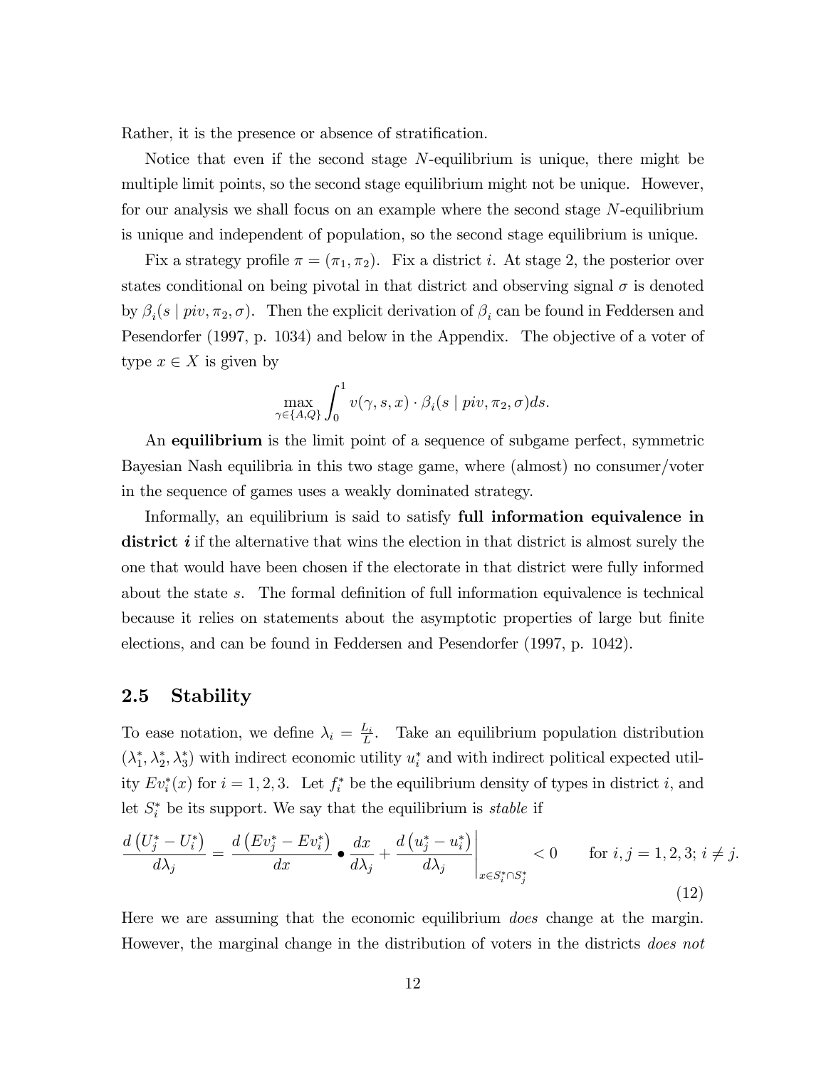Rather, it is the presence or absence of stratification.

Notice that even if the second stage $N$-equilibrium is unique, there might be multiple limit points, so the second stage equilibrium might not be unique. However, for our analysis we shall focus on an example where the second stage $N$-equilibrium is unique and independent of population, so the second stage equilibrium is unique.

Fix a strategy profile $\pi = (\pi_1, \pi_2)$. Fix a district $i$. At stage 2, the posterior over states conditional on being pivotal in that district and observing signal $\sigma$ is denoted by $\beta_i(s \mid piv, \pi_2, \sigma)$. Then the explicit derivation of $\beta_i$ can be found in Feddersen and Pesendorfer (1997, p. 1034) and below in the Appendix. The objective of a voter of type $x \in X$ is given by

$$\max_{\gamma \in \{A,Q\}} \int_0^1 v(\gamma, s, x) \cdot \beta_i(s \mid piv, \pi_2, \sigma) ds.$$

An **equilibrium** is the limit point of a sequence of subgame perfect, symmetric Bayesian Nash equilibria in this two stage game, where (almost) no consumer/voter in the sequence of games uses a weakly dominated strategy.

Informally, an equilibrium is said to satisfy **full information equivalence in district *i*** if the alternative that wins the election in that district is almost surely the one that would have been chosen if the electorate in that district were fully informed about the state $s$. The formal definition of full information equivalence is technical because it relies on statements about the asymptotic properties of large but finite elections, and can be found in Feddersen and Pesendorfer (1997, p. 1042).

## 2.5 Stability

To ease notation, we define $\lambda_i = \frac{L_i}{L}$. Take an equilibrium population distribution $(\lambda_1^*, \lambda_2^*, \lambda_3^*)$ with indirect economic utility $u_i^*$ and with indirect political expected utility $Ev_i^*(x)$ for $i = 1, 2, 3$. Let $f_i^*$ be the equilibrium density of types in district $i$, and let $S_i^*$ be its support. We say that the equilibrium is *stable* if

$$\frac{d\left(U_j^* - U_i^*\right)}{d\lambda_j} = \frac{d\left(Ev_j^* - Ev_i^*\right)}{dx} \bullet \frac{dx}{d\lambda_j} + \left.\frac{d\left(u_j^* - u_i^*\right)}{d\lambda_j}\right|_{x \in S_i^* \cap S_j^*} < 0 \qquad \text{for } i, j = 1, 2, 3;\ i \neq j. \tag{12}$$

Here we are assuming that the economic equilibrium *does* change at the margin. However, the marginal change in the distribution of voters in the districts *does not*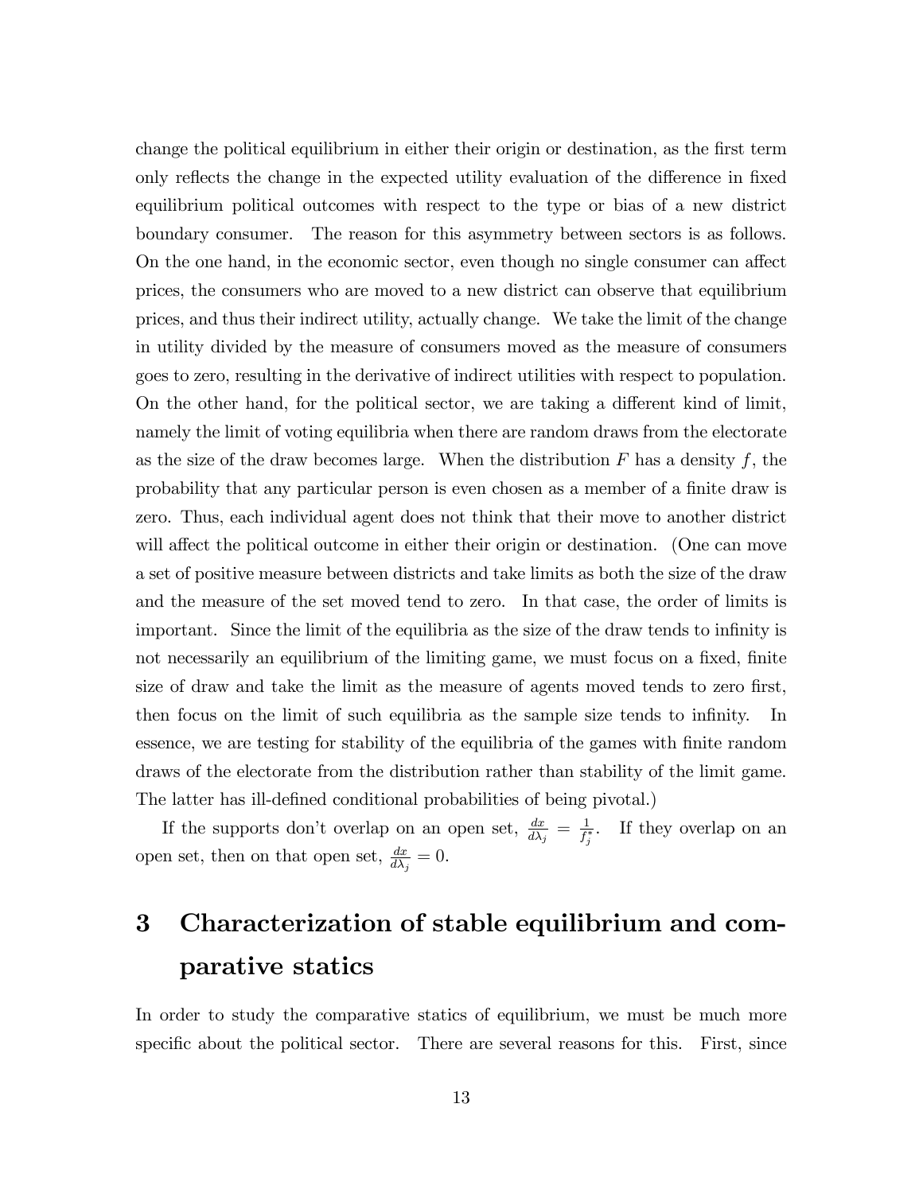change the political equilibrium in either their origin or destination, as the first term only reflects the change in the expected utility evaluation of the difference in fixed equilibrium political outcomes with respect to the type or bias of a new district boundary consumer. The reason for this asymmetry between sectors is as follows. On the one hand, in the economic sector, even though no single consumer can affect prices, the consumers who are moved to a new district can observe that equilibrium prices, and thus their indirect utility, actually change. We take the limit of the change in utility divided by the measure of consumers moved as the measure of consumers goes to zero, resulting in the derivative of indirect utilities with respect to population. On the other hand, for the political sector, we are taking a different kind of limit, namely the limit of voting equilibria when there are random draws from the electorate as the size of the draw becomes large. When the distribution $F$ has a density $f$, the probability that any particular person is even chosen as a member of a finite draw is zero. Thus, each individual agent does not think that their move to another district will affect the political outcome in either their origin or destination. (One can move a set of positive measure between districts and take limits as both the size of the draw and the measure of the set moved tend to zero. In that case, the order of limits is important. Since the limit of the equilibria as the size of the draw tends to infinity is not necessarily an equilibrium of the limiting game, we must focus on a fixed, finite size of draw and take the limit as the measure of agents moved tends to zero first, then focus on the limit of such equilibria as the sample size tends to infinity. In essence, we are testing for stability of the equilibria of the games with finite random draws of the electorate from the distribution rather than stability of the limit game. The latter has ill-defined conditional probabilities of being pivotal.)

If the supports don't overlap on an open set, $\frac{dx}{d\lambda_j} = \frac{1}{f_j^*}$. If they overlap on an open set, then on that open set, $\frac{dx}{d\lambda_j} = 0$.

# 3 Characterization of stable equilibrium and comparative statics

In order to study the comparative statics of equilibrium, we must be much more specific about the political sector. There are several reasons for this. First, since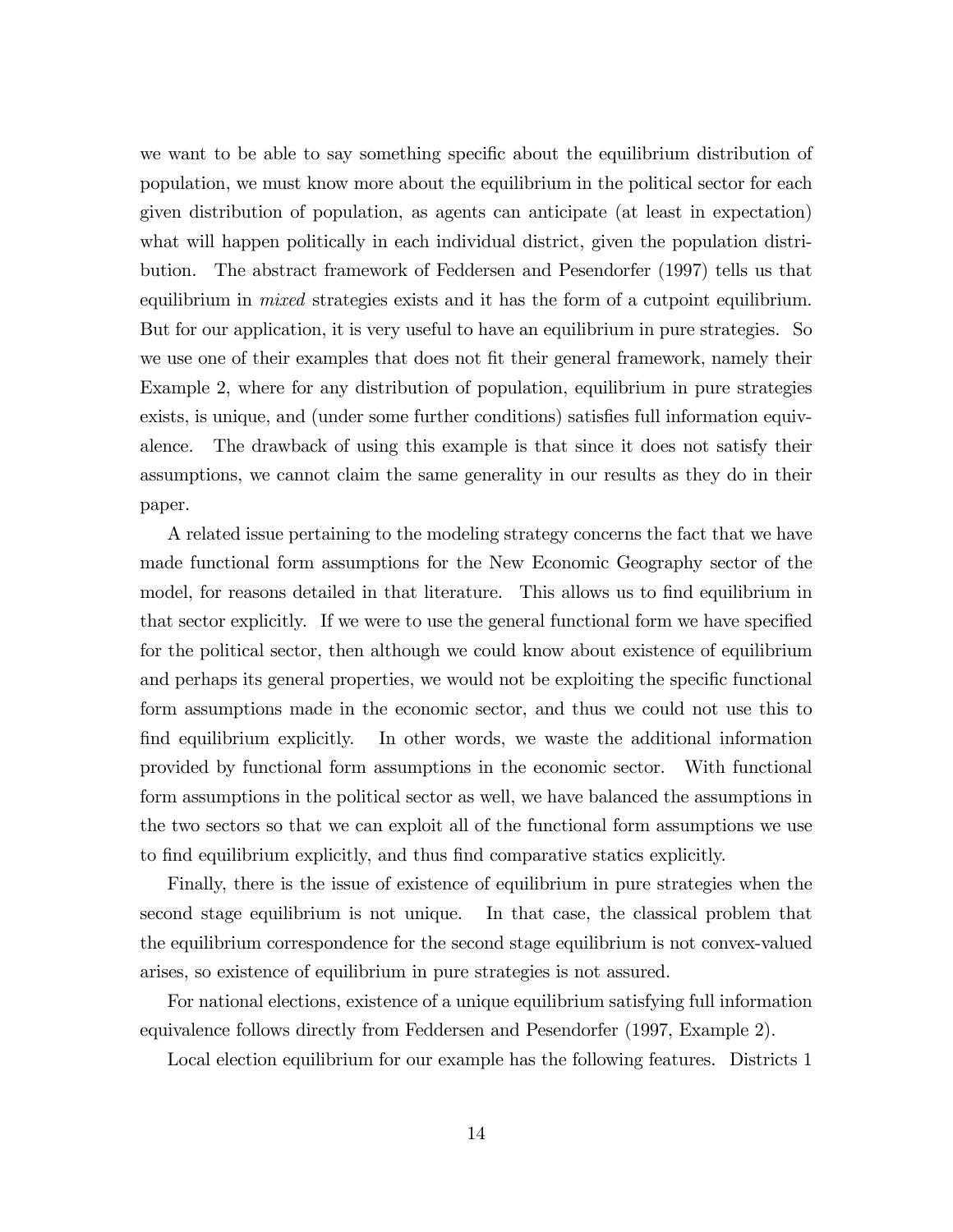we want to be able to say something specific about the equilibrium distribution of population, we must know more about the equilibrium in the political sector for each given distribution of population, as agents can anticipate (at least in expectation) what will happen politically in each individual district, given the population distribution. The abstract framework of Feddersen and Pesendorfer (1997) tells us that equilibrium in *mixed* strategies exists and it has the form of a cutpoint equilibrium. But for our application, it is very useful to have an equilibrium in pure strategies. So we use one of their examples that does not fit their general framework, namely their Example 2, where for any distribution of population, equilibrium in pure strategies exists, is unique, and (under some further conditions) satisfies full information equivalence. The drawback of using this example is that since it does not satisfy their assumptions, we cannot claim the same generality in our results as they do in their paper.

A related issue pertaining to the modeling strategy concerns the fact that we have made functional form assumptions for the New Economic Geography sector of the model, for reasons detailed in that literature. This allows us to find equilibrium in that sector explicitly. If we were to use the general functional form we have specified for the political sector, then although we could know about existence of equilibrium and perhaps its general properties, we would not be exploiting the specific functional form assumptions made in the economic sector, and thus we could not use this to find equilibrium explicitly. In other words, we waste the additional information provided by functional form assumptions in the economic sector. With functional form assumptions in the political sector as well, we have balanced the assumptions in the two sectors so that we can exploit all of the functional form assumptions we use to find equilibrium explicitly, and thus find comparative statics explicitly.

Finally, there is the issue of existence of equilibrium in pure strategies when the second stage equilibrium is not unique. In that case, the classical problem that the equilibrium correspondence for the second stage equilibrium is not convex-valued arises, so existence of equilibrium in pure strategies is not assured.

For national elections, existence of a unique equilibrium satisfying full information equivalence follows directly from Feddersen and Pesendorfer (1997, Example 2).

Local election equilibrium for our example has the following features. Districts 1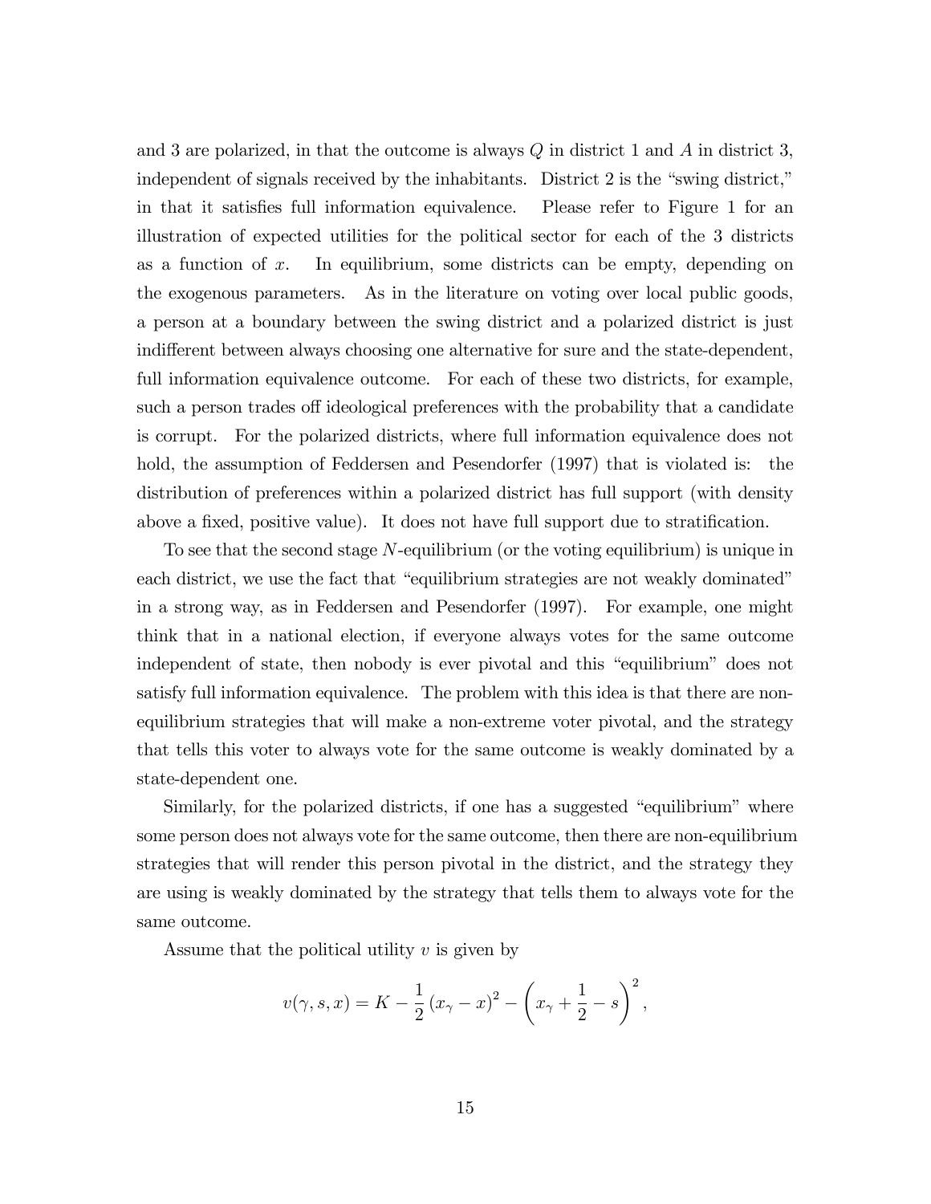and 3 are polarized, in that the outcome is always $Q$ in district 1 and $A$ in district 3, independent of signals received by the inhabitants. District 2 is the "swing district," in that it satisfies full information equivalence. Please refer to Figure 1 for an illustration of expected utilities for the political sector for each of the 3 districts as a function of $x$. In equilibrium, some districts can be empty, depending on the exogenous parameters. As in the literature on voting over local public goods, a person at a boundary between the swing district and a polarized district is just indifferent between always choosing one alternative for sure and the state-dependent, full information equivalence outcome. For each of these two districts, for example, such a person trades off ideological preferences with the probability that a candidate is corrupt. For the polarized districts, where full information equivalence does not hold, the assumption of Feddersen and Pesendorfer (1997) that is violated is: the distribution of preferences within a polarized district has full support (with density above a fixed, positive value). It does not have full support due to stratification.

To see that the second stage $N$-equilibrium (or the voting equilibrium) is unique in each district, we use the fact that "equilibrium strategies are not weakly dominated" in a strong way, as in Feddersen and Pesendorfer (1997). For example, one might think that in a national election, if everyone always votes for the same outcome independent of state, then nobody is ever pivotal and this "equilibrium" does not satisfy full information equivalence. The problem with this idea is that there are non-equilibrium strategies that will make a non-extreme voter pivotal, and the strategy that tells this voter to always vote for the same outcome is weakly dominated by a state-dependent one.

Similarly, for the polarized districts, if one has a suggested "equilibrium" where some person does not always vote for the same outcome, then there are non-equilibrium strategies that will render this person pivotal in the district, and the strategy they are using is weakly dominated by the strategy that tells them to always vote for the same outcome.

Assume that the political utility $v$ is given by

$$v(\gamma, s, x) = K - \frac{1}{2}\left(x_\gamma - x\right)^2 - \left(x_\gamma + \frac{1}{2} - s\right)^2,$$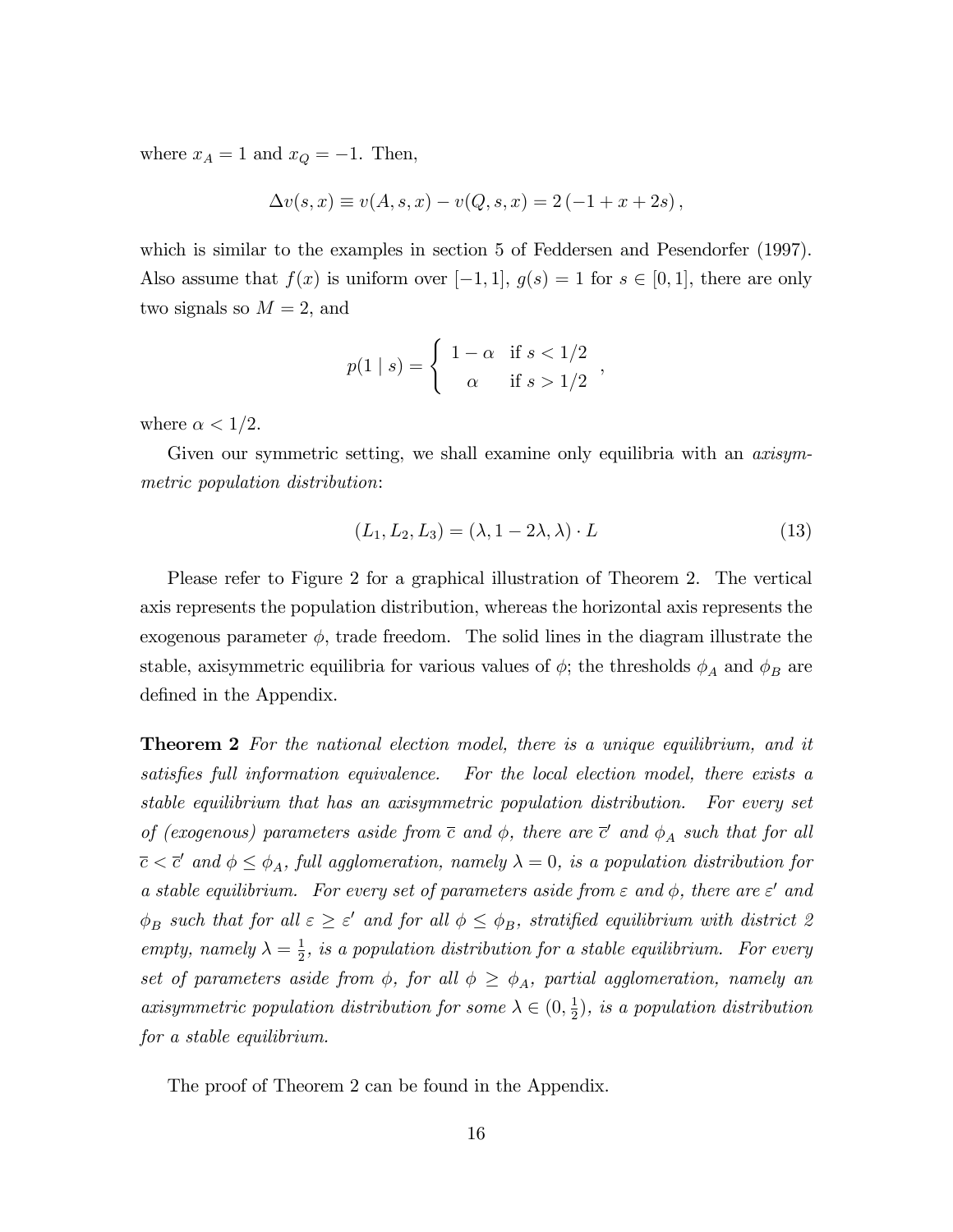where $x_A = 1$ and $x_Q = -1$. Then,

$$\Delta v(s,x) \equiv v(A,s,x) - v(Q,s,x) = 2\left(-1 + x + 2s\right),$$

which is similar to the examples in section 5 of Feddersen and Pesendorfer (1997). Also assume that $f(x)$ is uniform over $[-1,1]$, $g(s) = 1$ for $s \in [0,1]$, there are only two signals so $M = 2$, and

$$p(1 \mid s) = \begin{cases} 1-\alpha & \text{if } s < 1/2 \\ \alpha & \text{if } s > 1/2 \end{cases},$$

where $\alpha < 1/2$.

Given our symmetric setting, we shall examine only equilibria with an *axisymmetric population distribution*:

$$(L_1, L_2, L_3) = (\lambda, 1-2\lambda, \lambda) \cdot L \tag{13}$$

Please refer to Figure 2 for a graphical illustration of Theorem 2. The vertical axis represents the population distribution, whereas the horizontal axis represents the exogenous parameter $\phi$, trade freedom. The solid lines in the diagram illustrate the stable, axisymmetric equilibria for various values of $\phi$; the thresholds $\phi_A$ and $\phi_B$ are defined in the Appendix.

**Theorem 2** *For the national election model, there is a unique equilibrium, and it satisfies full information equivalence. For the local election model, there exists a stable equilibrium that has an axisymmetric population distribution. For every set of (exogenous) parameters aside from $\bar{c}$ and $\phi$, there are $\bar{c}'$ and $\phi_A$ such that for all $\bar{c} < \bar{c}'$ and $\phi \leq \phi_A$, full agglomeration, namely $\lambda = 0$, is a population distribution for a stable equilibrium. For every set of parameters aside from $\varepsilon$ and $\phi$, there are $\varepsilon'$ and $\phi_B$ such that for all $\varepsilon \geq \varepsilon'$ and for all $\phi \leq \phi_B$, stratified equilibrium with district 2 empty, namely $\lambda = \frac{1}{2}$, is a population distribution for a stable equilibrium. For every set of parameters aside from $\phi$, for all $\phi \geq \phi_A$, partial agglomeration, namely an axisymmetric population distribution for some $\lambda \in (0, \frac{1}{2})$, is a population distribution for a stable equilibrium.*

The proof of Theorem 2 can be found in the Appendix.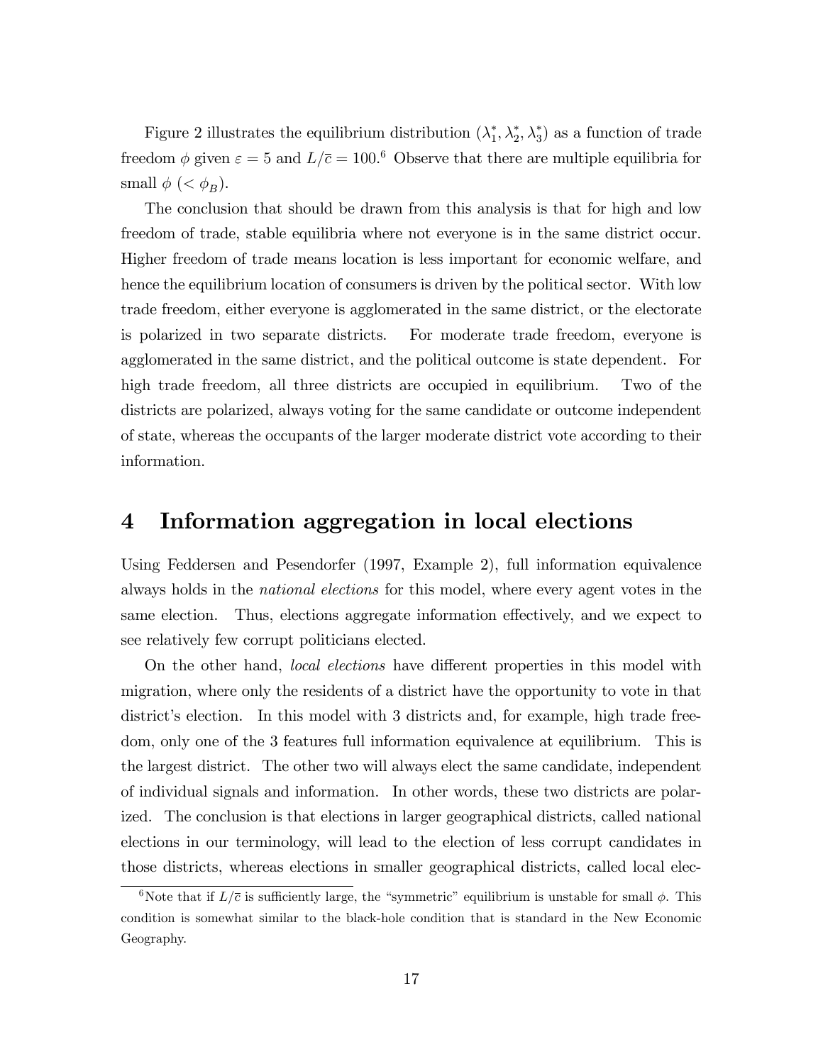Figure 2 illustrates the equilibrium distribution $(\lambda_1^*, \lambda_2^*, \lambda_3^*)$ as a function of trade freedom $\phi$ given $\varepsilon = 5$ and $L/\bar{c} = 100$.[6] Observe that there are multiple equilibria for small $\phi$ ($< \phi_B$).

The conclusion that should be drawn from this analysis is that for high and low freedom of trade, stable equilibria where not everyone is in the same district occur. Higher freedom of trade means location is less important for economic welfare, and hence the equilibrium location of consumers is driven by the political sector. With low trade freedom, either everyone is agglomerated in the same district, or the electorate is polarized in two separate districts. For moderate trade freedom, everyone is agglomerated in the same district, and the political outcome is state dependent. For high trade freedom, all three districts are occupied in equilibrium. Two of the districts are polarized, always voting for the same candidate or outcome independent of state, whereas the occupants of the larger moderate district vote according to their information.

# 4 Information aggregation in local elections

Using Feddersen and Pesendorfer (1997, Example 2), full information equivalence always holds in the *national elections* for this model, where every agent votes in the same election. Thus, elections aggregate information effectively, and we expect to see relatively few corrupt politicians elected.

On the other hand, *local elections* have different properties in this model with migration, where only the residents of a district have the opportunity to vote in that district's election. In this model with 3 districts and, for example, high trade freedom, only one of the 3 features full information equivalence at equilibrium. This is the largest district. The other two will always elect the same candidate, independent of individual signals and information. In other words, these two districts are polarized. The conclusion is that elections in larger geographical districts, called national elections in our terminology, will lead to the election of less corrupt candidates in those districts, whereas elections in smaller geographical districts, called local elec-

[6] Note that if $L/\bar{c}$ is sufficiently large, the "symmetric" equilibrium is unstable for small $\phi$. This condition is somewhat similar to the black-hole condition that is standard in the New Economic Geography.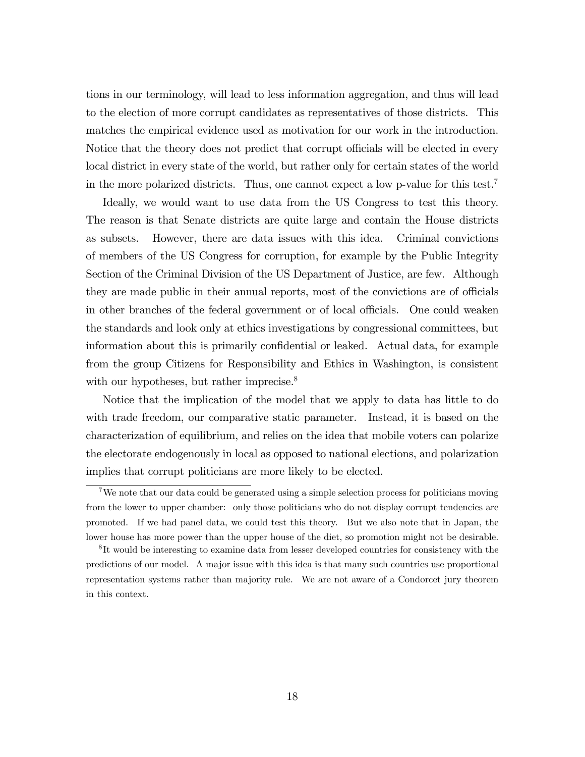tions in our terminology, will lead to less information aggregation, and thus will lead to the election of more corrupt candidates as representatives of those districts. This matches the empirical evidence used as motivation for our work in the introduction. Notice that the theory does not predict that corrupt officials will be elected in every local district in every state of the world, but rather only for certain states of the world in the more polarized districts. Thus, one cannot expect a low p-value for this test.[7]

Ideally, we would want to use data from the US Congress to test this theory. The reason is that Senate districts are quite large and contain the House districts as subsets. However, there are data issues with this idea. Criminal convictions of members of the US Congress for corruption, for example by the Public Integrity Section of the Criminal Division of the US Department of Justice, are few. Although they are made public in their annual reports, most of the convictions are of officials in other branches of the federal government or of local officials. One could weaken the standards and look only at ethics investigations by congressional committees, but information about this is primarily confidential or leaked. Actual data, for example from the group Citizens for Responsibility and Ethics in Washington, is consistent with our hypotheses, but rather imprecise.[8]

Notice that the implication of the model that we apply to data has little to do with trade freedom, our comparative static parameter. Instead, it is based on the characterization of equilibrium, and relies on the idea that mobile voters can polarize the electorate endogenously in local as opposed to national elections, and polarization implies that corrupt politicians are more likely to be elected.

[7] We note that our data could be generated using a simple selection process for politicians moving from the lower to upper chamber: only those politicians who do not display corrupt tendencies are promoted. If we had panel data, we could test this theory. But we also note that in Japan, the lower house has more power than the upper house of the diet, so promotion might not be desirable.

[8] It would be interesting to examine data from lesser developed countries for consistency with the predictions of our model. A major issue with this idea is that many such countries use proportional representation systems rather than majority rule. We are not aware of a Condorcet jury theorem in this context.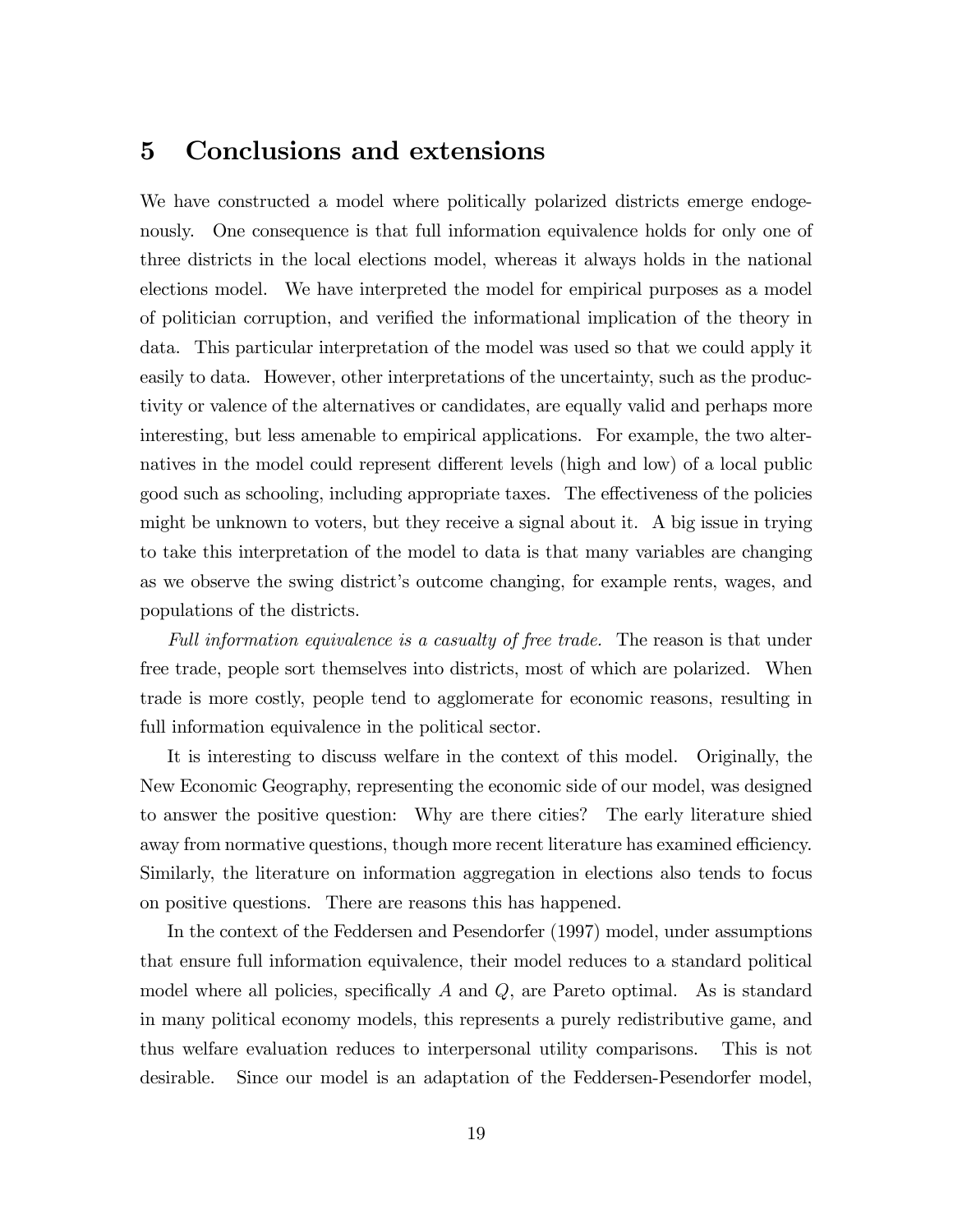# 5 Conclusions and extensions

We have constructed a model where politically polarized districts emerge endogenously. One consequence is that full information equivalence holds for only one of three districts in the local elections model, whereas it always holds in the national elections model. We have interpreted the model for empirical purposes as a model of politician corruption, and verified the informational implication of the theory in data. This particular interpretation of the model was used so that we could apply it easily to data. However, other interpretations of the uncertainty, such as the productivity or valence of the alternatives or candidates, are equally valid and perhaps more interesting, but less amenable to empirical applications. For example, the two alternatives in the model could represent different levels (high and low) of a local public good such as schooling, including appropriate taxes. The effectiveness of the policies might be unknown to voters, but they receive a signal about it. A big issue in trying to take this interpretation of the model to data is that many variables are changing as we observe the swing district's outcome changing, for example rents, wages, and populations of the districts.

*Full information equivalence is a casualty of free trade.* The reason is that under free trade, people sort themselves into districts, most of which are polarized. When trade is more costly, people tend to agglomerate for economic reasons, resulting in full information equivalence in the political sector.

It is interesting to discuss welfare in the context of this model. Originally, the New Economic Geography, representing the economic side of our model, was designed to answer the positive question: Why are there cities? The early literature shied away from normative questions, though more recent literature has examined efficiency. Similarly, the literature on information aggregation in elections also tends to focus on positive questions. There are reasons this has happened.

In the context of the Feddersen and Pesendorfer (1997) model, under assumptions that ensure full information equivalence, their model reduces to a standard political model where all policies, specifically $A$ and $Q$, are Pareto optimal. As is standard in many political economy models, this represents a purely redistributive game, and thus welfare evaluation reduces to interpersonal utility comparisons. This is not desirable. Since our model is an adaptation of the Feddersen-Pesendorfer model,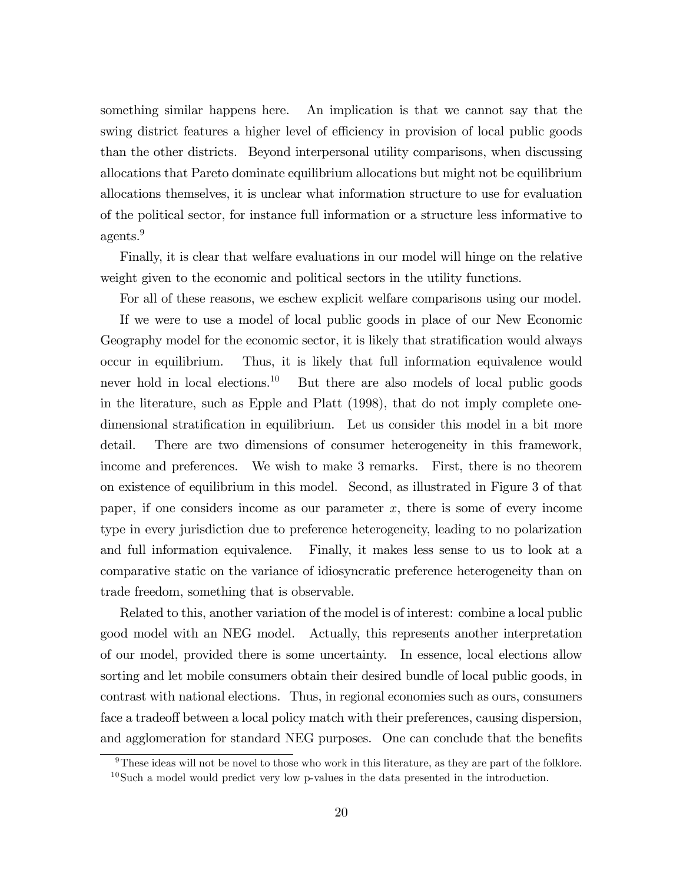something similar happens here. An implication is that we cannot say that the swing district features a higher level of efficiency in provision of local public goods than the other districts. Beyond interpersonal utility comparisons, when discussing allocations that Pareto dominate equilibrium allocations but might not be equilibrium allocations themselves, it is unclear what information structure to use for evaluation of the political sector, for instance full information or a structure less informative to agents.[9]

Finally, it is clear that welfare evaluations in our model will hinge on the relative weight given to the economic and political sectors in the utility functions.

For all of these reasons, we eschew explicit welfare comparisons using our model.

If we were to use a model of local public goods in place of our New Economic Geography model for the economic sector, it is likely that stratification would always occur in equilibrium. Thus, it is likely that full information equivalence would never hold in local elections.[10] But there are also models of local public goods in the literature, such as Epple and Platt (1998), that do not imply complete one-dimensional stratification in equilibrium. Let us consider this model in a bit more detail. There are two dimensions of consumer heterogeneity in this framework, income and preferences. We wish to make 3 remarks. First, there is no theorem on existence of equilibrium in this model. Second, as illustrated in Figure 3 of that paper, if one considers income as our parameter $x$, there is some of every income type in every jurisdiction due to preference heterogeneity, leading to no polarization and full information equivalence. Finally, it makes less sense to us to look at a comparative static on the variance of idiosyncratic preference heterogeneity than on trade freedom, something that is observable.

Related to this, another variation of the model is of interest: combine a local public good model with an NEG model. Actually, this represents another interpretation of our model, provided there is some uncertainty. In essence, local elections allow sorting and let mobile consumers obtain their desired bundle of local public goods, in contrast with national elections. Thus, in regional economies such as ours, consumers face a tradeoff between a local policy match with their preferences, causing dispersion, and agglomeration for standard NEG purposes. One can conclude that the benefits

[9] These ideas will not be novel to those who work in this literature, as they are part of the folklore.

[10] Such a model would predict very low p-values in the data presented in the introduction.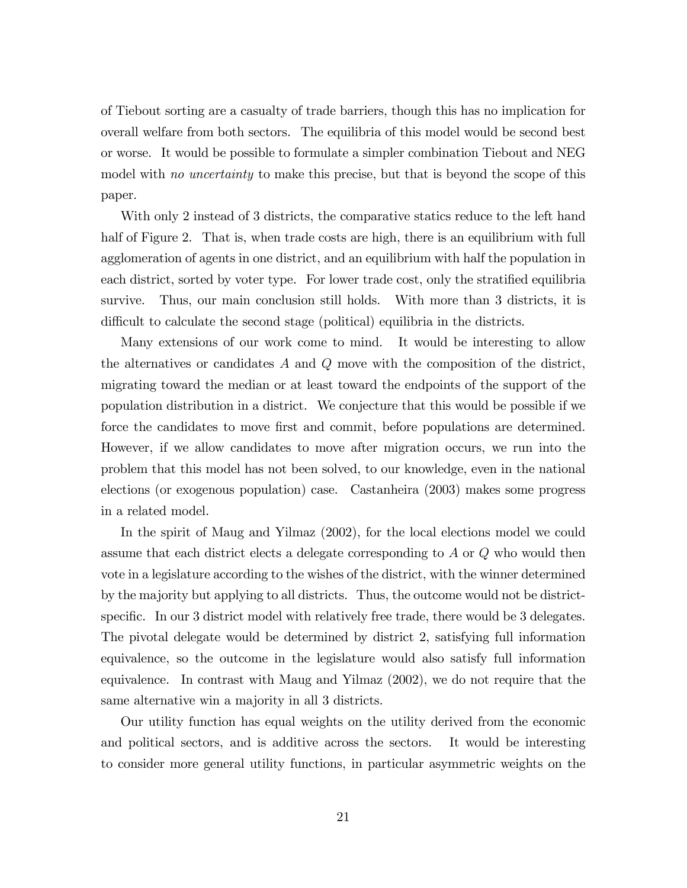of Tiebout sorting are a casualty of trade barriers, though this has no implication for overall welfare from both sectors. The equilibria of this model would be second best or worse. It would be possible to formulate a simpler combination Tiebout and NEG model with *no uncertainty* to make this precise, but that is beyond the scope of this paper.

With only 2 instead of 3 districts, the comparative statics reduce to the left hand half of Figure 2. That is, when trade costs are high, there is an equilibrium with full agglomeration of agents in one district, and an equilibrium with half the population in each district, sorted by voter type. For lower trade cost, only the stratified equilibria survive. Thus, our main conclusion still holds. With more than 3 districts, it is difficult to calculate the second stage (political) equilibria in the districts.

Many extensions of our work come to mind. It would be interesting to allow the alternatives or candidates $A$ and $Q$ move with the composition of the district, migrating toward the median or at least toward the endpoints of the support of the population distribution in a district. We conjecture that this would be possible if we force the candidates to move first and commit, before populations are determined. However, if we allow candidates to move after migration occurs, we run into the problem that this model has not been solved, to our knowledge, even in the national elections (or exogenous population) case. Castanheira (2003) makes some progress in a related model.

In the spirit of Maug and Yilmaz (2002), for the local elections model we could assume that each district elects a delegate corresponding to $A$ or $Q$ who would then vote in a legislature according to the wishes of the district, with the winner determined by the majority but applying to all districts. Thus, the outcome would not be district-specific. In our 3 district model with relatively free trade, there would be 3 delegates. The pivotal delegate would be determined by district 2, satisfying full information equivalence, so the outcome in the legislature would also satisfy full information equivalence. In contrast with Maug and Yilmaz (2002), we do not require that the same alternative win a majority in all 3 districts.

Our utility function has equal weights on the utility derived from the economic and political sectors, and is additive across the sectors. It would be interesting to consider more general utility functions, in particular asymmetric weights on the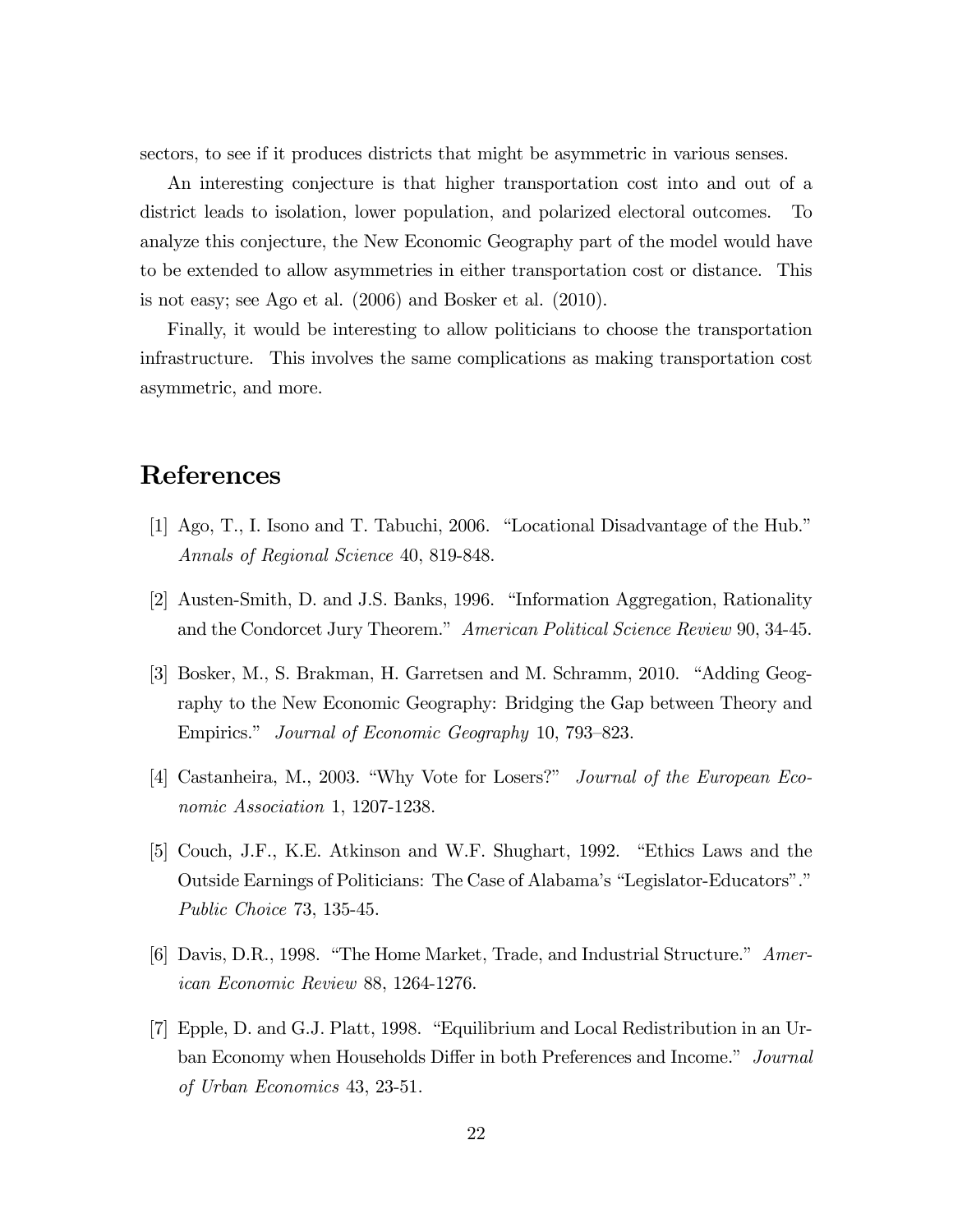sectors, to see if it produces districts that might be asymmetric in various senses.

An interesting conjecture is that higher transportation cost into and out of a district leads to isolation, lower population, and polarized electoral outcomes. To analyze this conjecture, the New Economic Geography part of the model would have to be extended to allow asymmetries in either transportation cost or distance. This is not easy; see Ago et al. (2006) and Bosker et al. (2010).

Finally, it would be interesting to allow politicians to choose the transportation infrastructure. This involves the same complications as making transportation cost asymmetric, and more.

# References

[1] Ago, T., I. Isono and T. Tabuchi, 2006. "Locational Disadvantage of the Hub." *Annals of Regional Science* 40, 819-848.

[2] Austen-Smith, D. and J.S. Banks, 1996. "Information Aggregation, Rationality and the Condorcet Jury Theorem." *American Political Science Review* 90, 34-45.

[3] Bosker, M., S. Brakman, H. Garretsen and M. Schramm, 2010. "Adding Geography to the New Economic Geography: Bridging the Gap between Theory and Empirics." *Journal of Economic Geography* 10, 793–823.

[4] Castanheira, M., 2003. "Why Vote for Losers?" *Journal of the European Economic Association* 1, 1207-1238.

[5] Couch, J.F., K.E. Atkinson and W.F. Shughart, 1992. "Ethics Laws and the Outside Earnings of Politicians: The Case of Alabama's "Legislator-Educators"." *Public Choice* 73, 135-45.

[6] Davis, D.R., 1998. "The Home Market, Trade, and Industrial Structure." *American Economic Review* 88, 1264-1276.

[7] Epple, D. and G.J. Platt, 1998. "Equilibrium and Local Redistribution in an Urban Economy when Households Differ in both Preferences and Income." *Journal of Urban Economics* 43, 23-51.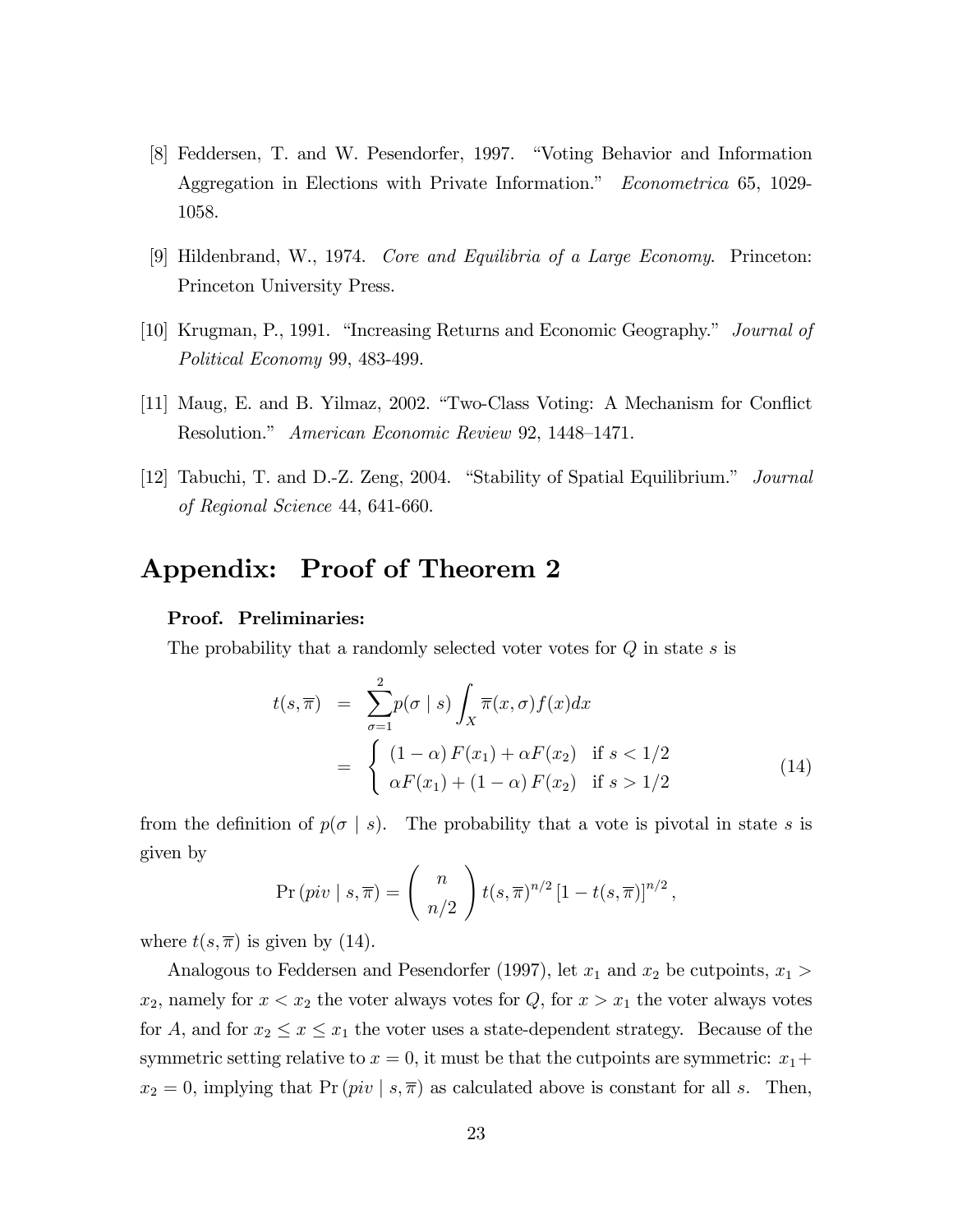[8] Feddersen, T. and W. Pesendorfer, 1997. "Voting Behavior and Information Aggregation in Elections with Private Information." *Econometrica* 65, 1029-1058.

[9] Hildenbrand, W., 1974. *Core and Equilibria of a Large Economy.* Princeton: Princeton University Press.

[10] Krugman, P., 1991. "Increasing Returns and Economic Geography." *Journal of Political Economy* 99, 483-499.

[11] Maug, E. and B. Yilmaz, 2002. "Two-Class Voting: A Mechanism for Conflict Resolution." *American Economic Review* 92, 1448–1471.

[12] Tabuchi, T. and D.-Z. Zeng, 2004. "Stability of Spatial Equilibrium." *Journal of Regional Science* 44, 641-660.

# Appendix: Proof of Theorem 2

**Proof. Preliminaries:**

The probability that a randomly selected voter votes for $Q$ in state $s$ is

$$
\begin{aligned}
t(s, \overline{\pi}) &= \sum_{\sigma=1}^{2} p(\sigma \mid s) \int_X \overline{\pi}(x, \sigma) f(x) dx \\
&= \begin{cases} (1-\alpha) F(x_1) + \alpha F(x_2) & \text{if } s < 1/2 \\ \alpha F(x_1) + (1-\alpha) F(x_2) & \text{if } s > 1/2 \end{cases}
\end{aligned}
\tag{14}
$$

from the definition of $p(\sigma \mid s)$. The probability that a vote is pivotal in state $s$ is given by

$$
\Pr(piv \mid s, \overline{\pi}) = \binom{n}{n/2} t(s, \overline{\pi})^{n/2} \left[1 - t(s, \overline{\pi})\right]^{n/2},
$$

where $t(s, \overline{\pi})$ is given by (14).

Analogous to Feddersen and Pesendorfer (1997), let $x_1$ and $x_2$ be cutpoints, $x_1 > x_2$, namely for $x < x_2$ the voter always votes for $Q$, for $x > x_1$ the voter always votes for $A$, and for $x_2 \leq x \leq x_1$ the voter uses a state-dependent strategy. Because of the symmetric setting relative to $x = 0$, it must be that the cutpoints are symmetric: $x_1 + x_2 = 0$, implying that $\Pr(piv \mid s, \overline{\pi})$ as calculated above is constant for all $s$. Then,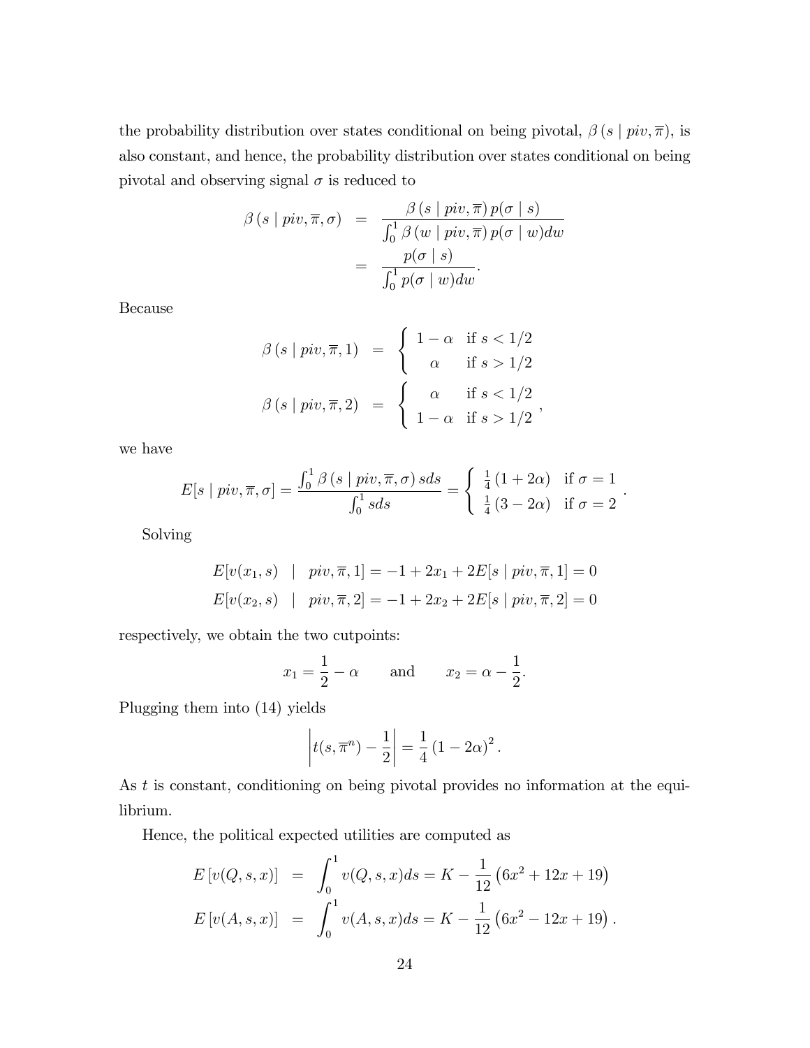the probability distribution over states conditional on being pivotal, $\beta(s \mid piv, \overline{\pi})$, is also constant, and hence, the probability distribution over states conditional on being pivotal and observing signal $\sigma$ is reduced to

$$
\begin{aligned}
\beta(s \mid piv, \overline{\pi}, \sigma) &= \frac{\beta(s \mid piv, \overline{\pi})\, p(\sigma \mid s)}{\int_0^1 \beta(w \mid piv, \overline{\pi})\, p(\sigma \mid w) dw} \\
&= \frac{p(\sigma \mid s)}{\int_0^1 p(\sigma \mid w) dw}.
\end{aligned}
$$

Because

$$
\begin{aligned}
\beta(s \mid piv, \overline{\pi}, 1) &= \begin{cases} 1-\alpha & \text{if } s < 1/2 \\ \alpha & \text{if } s > 1/2 \end{cases} \\
\beta(s \mid piv, \overline{\pi}, 2) &= \begin{cases} \alpha & \text{if } s < 1/2 \\ 1-\alpha & \text{if } s > 1/2 \end{cases},
\end{aligned}
$$

we have

$$
E[s \mid piv, \overline{\pi}, \sigma] = \frac{\int_0^1 \beta(s \mid piv, \overline{\pi}, \sigma)\, s ds}{\int_0^1 s ds} = \begin{cases} \frac{1}{4}(1+2\alpha) & \text{if } \sigma = 1 \\ \frac{1}{4}(3-2\alpha) & \text{if } \sigma = 2 \end{cases}.
$$

Solving

$$
\begin{aligned}
E[v(x_1, s) \quad &| \quad piv, \overline{\pi}, 1] = -1 + 2x_1 + 2E[s \mid piv, \overline{\pi}, 1] = 0 \\
E[v(x_2, s) \quad &| \quad piv, \overline{\pi}, 2] = -1 + 2x_2 + 2E[s \mid piv, \overline{\pi}, 2] = 0
\end{aligned}
$$

respectively, we obtain the two cutpoints:

$$
x_1 = \frac{1}{2} - \alpha \qquad \text{and} \qquad x_2 = \alpha - \frac{1}{2}.
$$

Plugging them into (14) yields

$$
\left| t(s, \overline{\pi}^n) - \frac{1}{2} \right| = \frac{1}{4}(1-2\alpha)^2.
$$

As $t$ is constant, conditioning on being pivotal provides no information at the equilibrium.

Hence, the political expected utilities are computed as

$$
\begin{aligned}
E[v(Q, s, x)] &= \int_0^1 v(Q, s, x) ds = K - \frac{1}{12}\left(6x^2 + 12x + 19\right) \\
E[v(A, s, x)] &= \int_0^1 v(A, s, x) ds = K - \frac{1}{12}\left(6x^2 - 12x + 19\right).
\end{aligned}
$$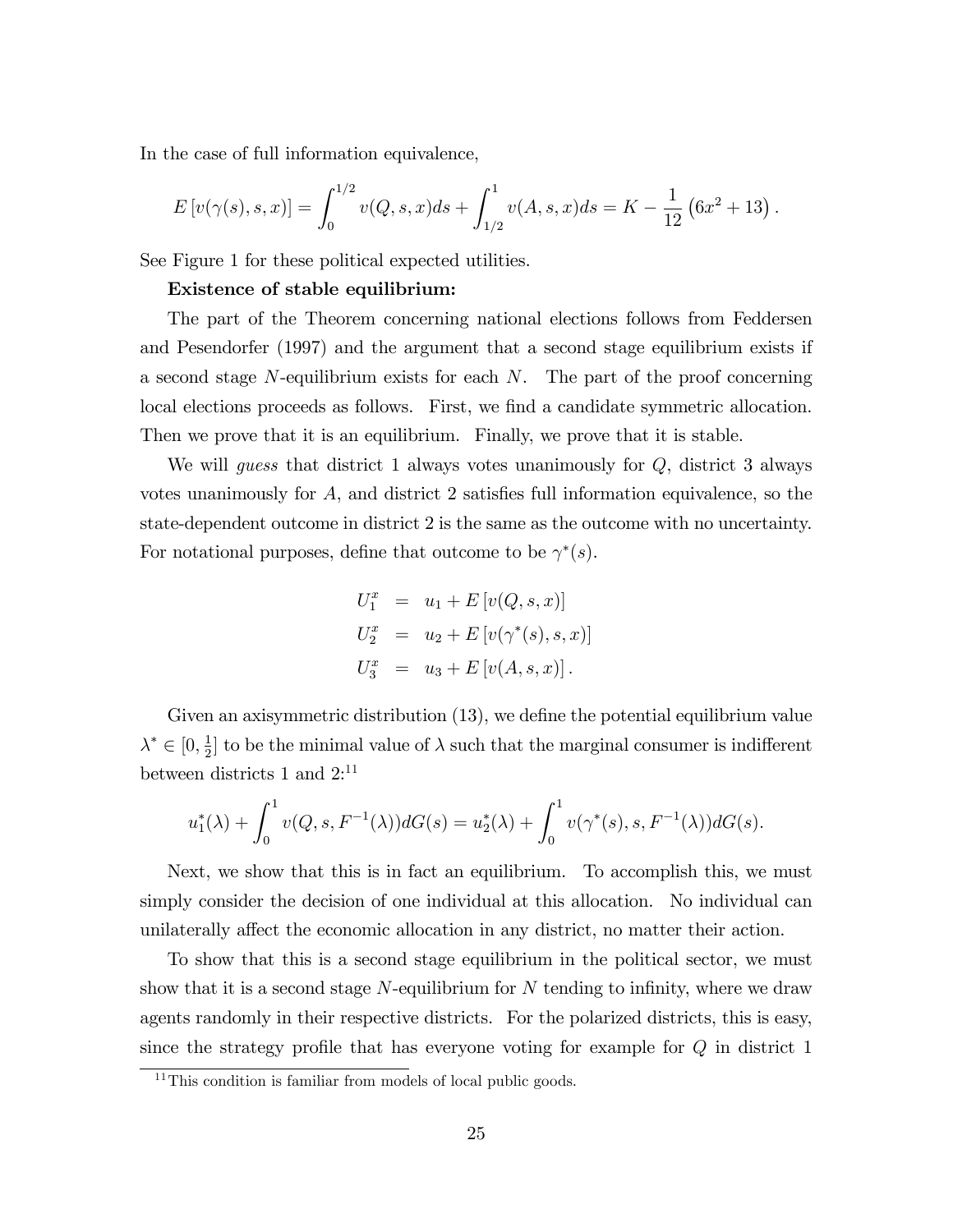In the case of full information equivalence,

$$E\left[v(\gamma(s), s, x)\right] = \int_0^{1/2} v(Q, s, x) ds + \int_{1/2}^1 v(A, s, x) ds = K - \frac{1}{12}\left(6x^2 + 13\right).$$

See Figure 1 for these political expected utilities.

**Existence of stable equilibrium:**

The part of the Theorem concerning national elections follows from Feddersen and Pesendorfer (1997) and the argument that a second stage equilibrium exists if a second stage $N$-equilibrium exists for each $N$. The part of the proof concerning local elections proceeds as follows. First, we find a candidate symmetric allocation. Then we prove that it is an equilibrium. Finally, we prove that it is stable.

We will *guess* that district 1 always votes unanimously for $Q$, district 3 always votes unanimously for $A$, and district 2 satisfies full information equivalence, so the state-dependent outcome in district 2 is the same as the outcome with no uncertainty. For notational purposes, define that outcome to be $\gamma^*(s)$.

$$\begin{aligned}
U_1^x &= u_1 + E\left[v(Q, s, x)\right] \\
U_2^x &= u_2 + E\left[v(\gamma^*(s), s, x)\right] \\
U_3^x &= u_3 + E\left[v(A, s, x)\right].
\end{aligned}$$

Given an axisymmetric distribution (13), we define the potential equilibrium value $\lambda^* \in [0, \frac{1}{2}]$ to be the minimal value of $\lambda$ such that the marginal consumer is indifferent between districts 1 and 2:[11]

$$u_1^*(\lambda) + \int_0^1 v(Q, s, F^{-1}(\lambda)) dG(s) = u_2^*(\lambda) + \int_0^1 v(\gamma^*(s), s, F^{-1}(\lambda)) dG(s).$$

Next, we show that this is in fact an equilibrium. To accomplish this, we must simply consider the decision of one individual at this allocation. No individual can unilaterally affect the economic allocation in any district, no matter their action.

To show that this is a second stage equilibrium in the political sector, we must show that it is a second stage $N$-equilibrium for $N$ tending to infinity, where we draw agents randomly in their respective districts. For the polarized districts, this is easy, since the strategy profile that has everyone voting for example for $Q$ in district 1

[11] This condition is familiar from models of local public goods.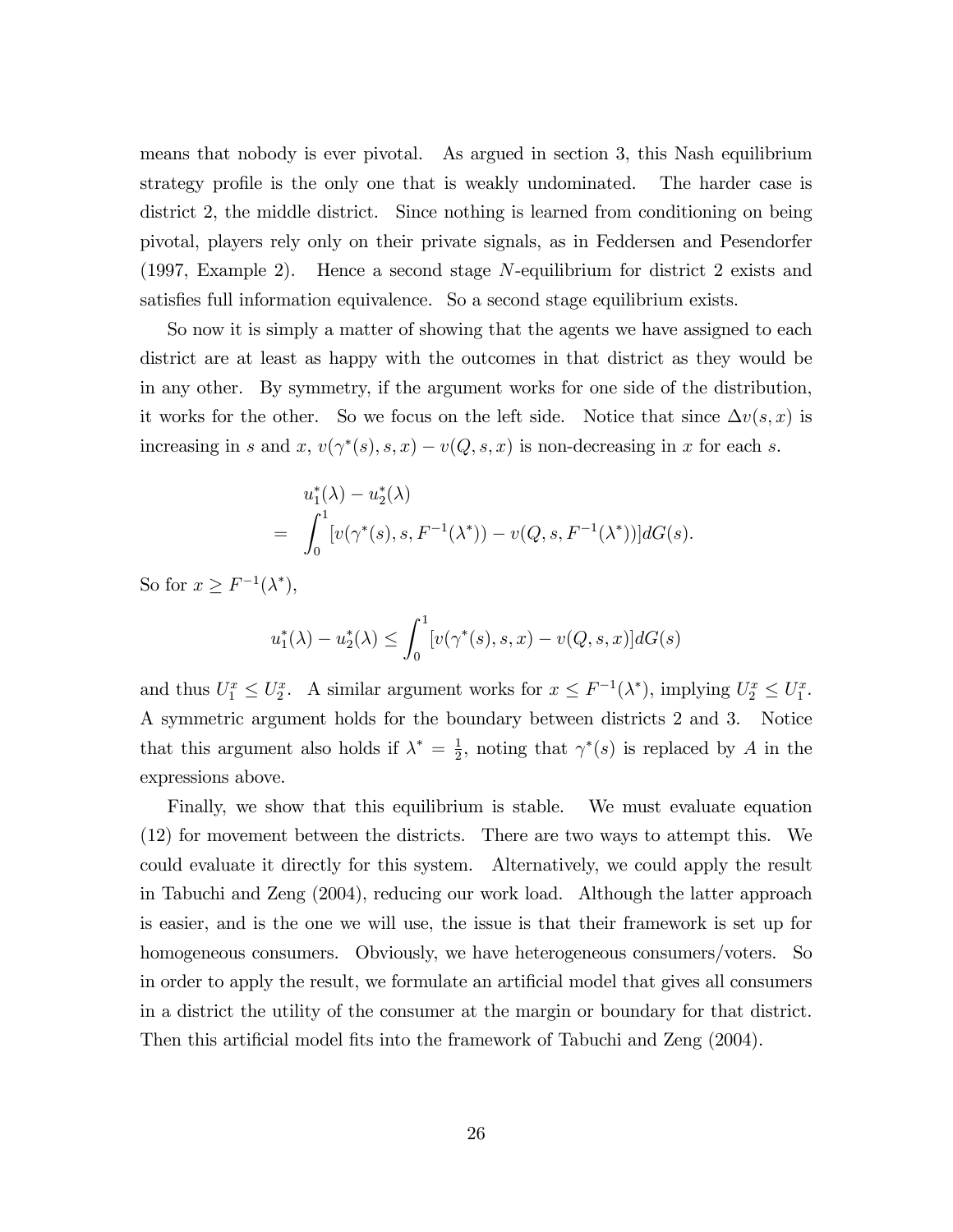means that nobody is ever pivotal. As argued in section 3, this Nash equilibrium strategy profile is the only one that is weakly undominated. The harder case is district 2, the middle district. Since nothing is learned from conditioning on being pivotal, players rely only on their private signals, as in Feddersen and Pesendorfer (1997, Example 2). Hence a second stage $N$-equilibrium for district 2 exists and satisfies full information equivalence. So a second stage equilibrium exists.

So now it is simply a matter of showing that the agents we have assigned to each district are at least as happy with the outcomes in that district as they would be in any other. By symmetry, if the argument works for one side of the distribution, it works for the other. So we focus on the left side. Notice that since $\Delta v(s, x)$ is increasing in $s$ and $x$, $v(\gamma^*(s), s, x) - v(Q, s, x)$ is non-decreasing in $x$ for each $s$.

$$\begin{aligned} & u_1^*(\lambda) - u_2^*(\lambda) \\ = & \int_0^1 [v(\gamma^*(s), s, F^{-1}(\lambda^*)) - v(Q, s, F^{-1}(\lambda^*))] dG(s). \end{aligned}$$

So for $x \geq F^{-1}(\lambda^*)$,

$$u_1^*(\lambda) - u_2^*(\lambda) \leq \int_0^1 [v(\gamma^*(s), s, x) - v(Q, s, x)] dG(s)$$

and thus $U_1^x \leq U_2^x$. A similar argument works for $x \leq F^{-1}(\lambda^*)$, implying $U_2^x \leq U_1^x$. A symmetric argument holds for the boundary between districts 2 and 3. Notice that this argument also holds if $\lambda^* = \frac{1}{2}$, noting that $\gamma^*(s)$ is replaced by $A$ in the expressions above.

Finally, we show that this equilibrium is stable. We must evaluate equation (12) for movement between the districts. There are two ways to attempt this. We could evaluate it directly for this system. Alternatively, we could apply the result in Tabuchi and Zeng (2004), reducing our work load. Although the latter approach is easier, and is the one we will use, the issue is that their framework is set up for homogeneous consumers. Obviously, we have heterogeneous consumers/voters. So in order to apply the result, we formulate an artificial model that gives all consumers in a district the utility of the consumer at the margin or boundary for that district. Then this artificial model fits into the framework of Tabuchi and Zeng (2004).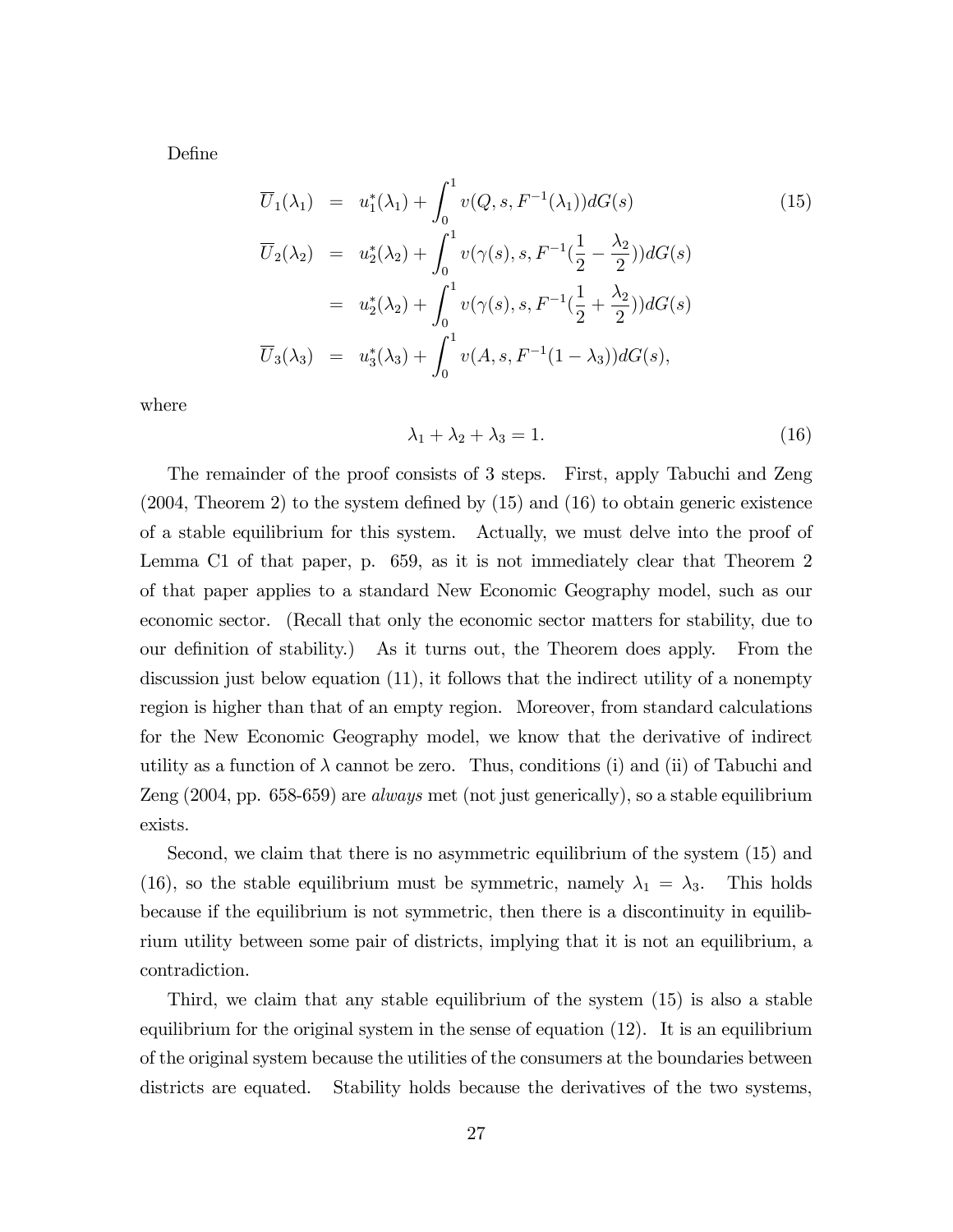Define

$$
\begin{aligned}
\overline{U}_1(\lambda_1) &= u_1^*(\lambda_1) + \int_0^1 v(Q, s, F^{-1}(\lambda_1))dG(s) \\
\overline{U}_2(\lambda_2) &= u_2^*(\lambda_2) + \int_0^1 v(\gamma(s), s, F^{-1}(\frac{1}{2} - \frac{\lambda_2}{2}))dG(s) \\
&= u_2^*(\lambda_2) + \int_0^1 v(\gamma(s), s, F^{-1}(\frac{1}{2} + \frac{\lambda_2}{2}))dG(s) \\
\overline{U}_3(\lambda_3) &= u_3^*(\lambda_3) + \int_0^1 v(A, s, F^{-1}(1 - \lambda_3))dG(s),
\end{aligned}
\tag{15}
$$

where

$$
\lambda_1 + \lambda_2 + \lambda_3 = 1. \tag{16}
$$

The remainder of the proof consists of 3 steps. First, apply Tabuchi and Zeng (2004, Theorem 2) to the system defined by (15) and (16) to obtain generic existence of a stable equilibrium for this system. Actually, we must delve into the proof of Lemma C1 of that paper, p. 659, as it is not immediately clear that Theorem 2 of that paper applies to a standard New Economic Geography model, such as our economic sector. (Recall that only the economic sector matters for stability, due to our definition of stability.) As it turns out, the Theorem does apply. From the discussion just below equation (11), it follows that the indirect utility of a nonempty region is higher than that of an empty region. Moreover, from standard calculations for the New Economic Geography model, we know that the derivative of indirect utility as a function of $\lambda$ cannot be zero. Thus, conditions (i) and (ii) of Tabuchi and Zeng (2004, pp. 658-659) are *always* met (not just generically), so a stable equilibrium exists.

Second, we claim that there is no asymmetric equilibrium of the system (15) and (16), so the stable equilibrium must be symmetric, namely $\lambda_1 = \lambda_3$. This holds because if the equilibrium is not symmetric, then there is a discontinuity in equilibrium utility between some pair of districts, implying that it is not an equilibrium, a contradiction.

Third, we claim that any stable equilibrium of the system (15) is also a stable equilibrium for the original system in the sense of equation (12). It is an equilibrium of the original system because the utilities of the consumers at the boundaries between districts are equated. Stability holds because the derivatives of the two systems,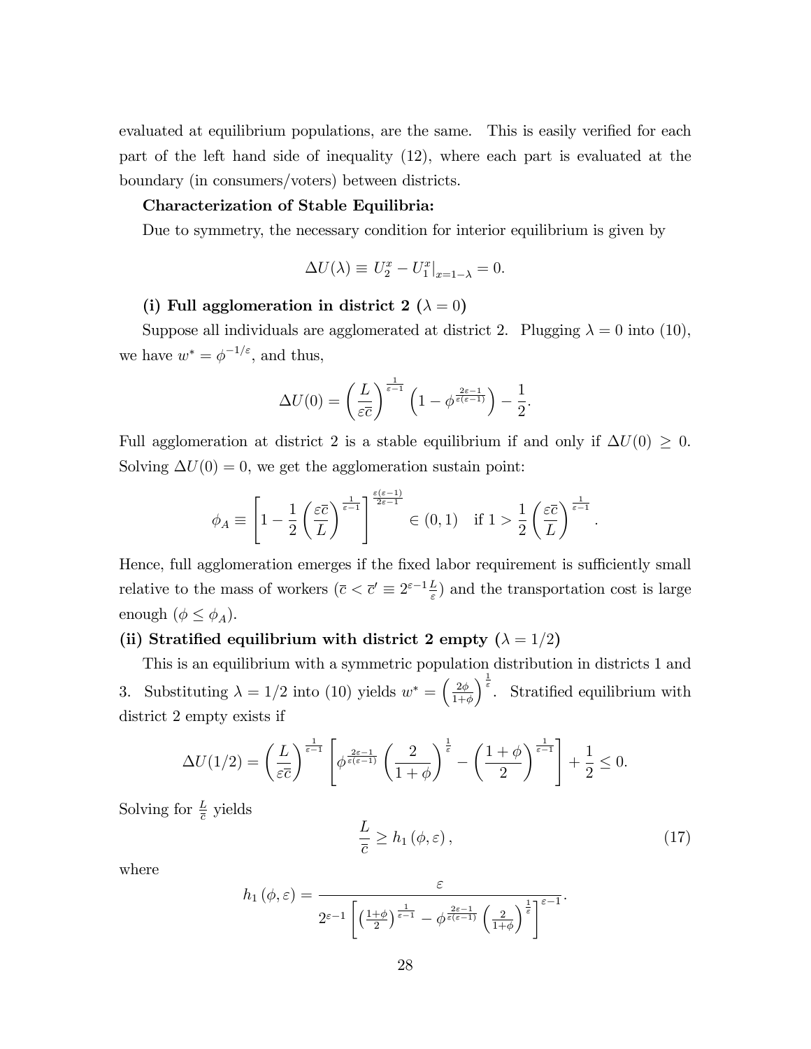evaluated at equilibrium populations, are the same. This is easily verified for each part of the left hand side of inequality (12), where each part is evaluated at the boundary (in consumers/voters) between districts.

**Characterization of Stable Equilibria:**

Due to symmetry, the necessary condition for interior equilibrium is given by

$$\Delta U(\lambda) \equiv U_2^x - U_1^x|_{x=1-\lambda} = 0.$$

**(i) Full agglomeration in district 2 ($\lambda = 0$)**

Suppose all individuals are agglomerated at district 2. Plugging $\lambda = 0$ into (10), we have $w^* = \phi^{-1/\varepsilon}$, and thus,

$$\Delta U(0) = \left(\frac{L}{\varepsilon \bar{c}}\right)^{\frac{1}{\varepsilon-1}} \left(1 - \phi^{\frac{2\varepsilon-1}{\varepsilon(\varepsilon-1)}}\right) - \frac{1}{2}.$$

Full agglomeration at district 2 is a stable equilibrium if and only if $\Delta U(0) \geq 0$. Solving $\Delta U(0) = 0$, we get the agglomeration sustain point:

$$\phi_A \equiv \left[1 - \frac{1}{2}\left(\frac{\varepsilon \bar{c}}{L}\right)^{\frac{1}{\varepsilon-1}}\right]^{\frac{\varepsilon(\varepsilon-1)}{2\varepsilon-1}} \in (0,1) \quad \text{if } 1 > \frac{1}{2}\left(\frac{\varepsilon \bar{c}}{L}\right)^{\frac{1}{\varepsilon-1}}.$$

Hence, full agglomeration emerges if the fixed labor requirement is sufficiently small relative to the mass of workers ($\bar{c} < \bar{c}' \equiv 2^{\varepsilon-1}\frac{L}{\varepsilon}$) and the transportation cost is large enough ($\phi \leq \phi_A$).

**(ii) Stratified equilibrium with district 2 empty ($\lambda = 1/2$)**

This is an equilibrium with a symmetric population distribution in districts 1 and 3. Substituting $\lambda = 1/2$ into (10) yields $w^* = \left(\frac{2\phi}{1+\phi}\right)^{\frac{1}{\varepsilon}}$. Stratified equilibrium with district 2 empty exists if

$$\Delta U(1/2) = \left(\frac{L}{\varepsilon \bar{c}}\right)^{\frac{1}{\varepsilon-1}} \left[\phi^{\frac{2\varepsilon-1}{\varepsilon(\varepsilon-1)}} \left(\frac{2}{1+\phi}\right)^{\frac{1}{\varepsilon}} - \left(\frac{1+\phi}{2}\right)^{\frac{1}{\varepsilon-1}}\right] + \frac{1}{2} \leq 0.$$

Solving for $\frac{L}{\bar{c}}$ yields

$$\frac{L}{\bar{c}} \geq h_1(\phi, \varepsilon), \tag{17}$$

where

$$h_1(\phi, \varepsilon) = \frac{\varepsilon}{2^{\varepsilon-1}\left[\left(\frac{1+\phi}{2}\right)^{\frac{1}{\varepsilon-1}} - \phi^{\frac{2\varepsilon-1}{\varepsilon(\varepsilon-1)}}\left(\frac{2}{1+\phi}\right)^{\frac{1}{\varepsilon}}\right]^{\varepsilon-1}}.$$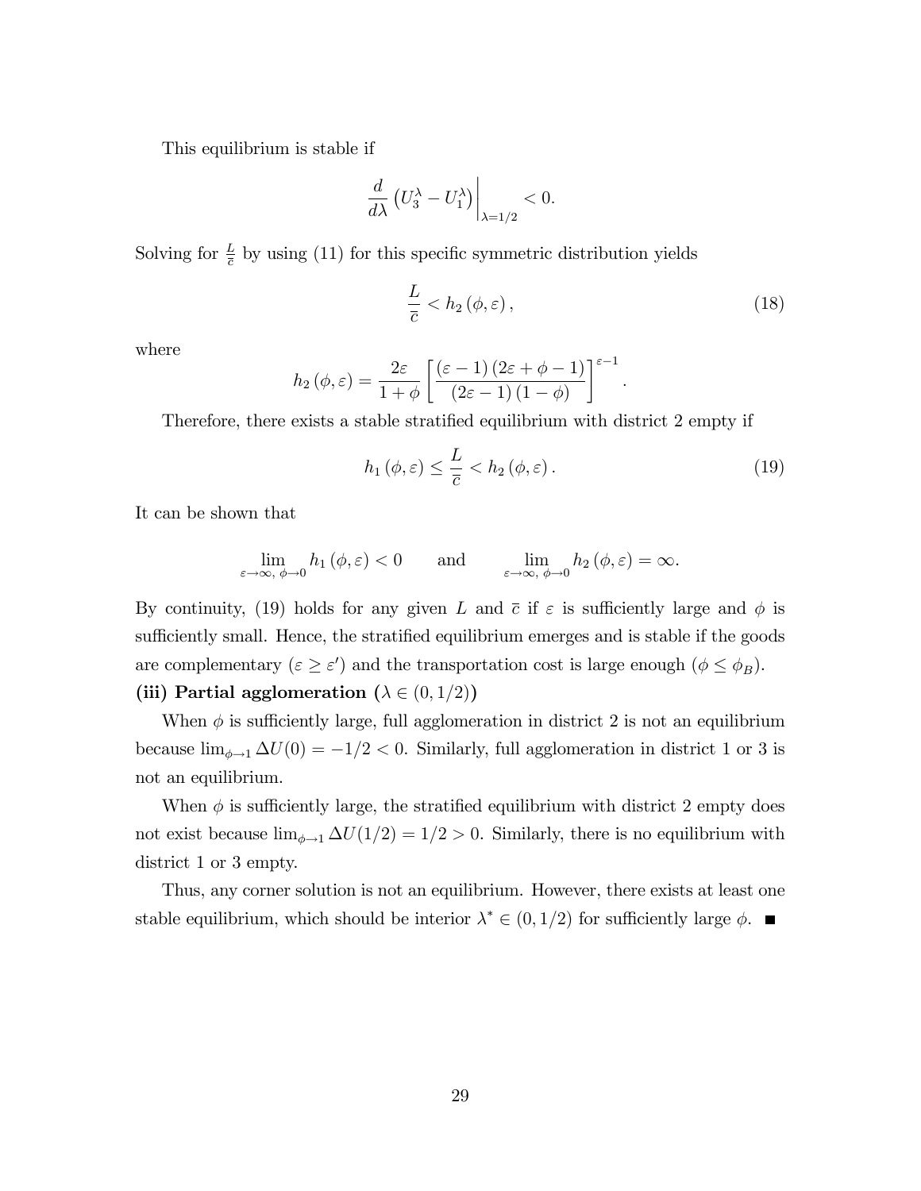This equilibrium is stable if

$$\frac{d}{d\lambda}\left(U_3^\lambda - U_1^\lambda\right)\Big|_{\lambda=1/2} < 0.$$

Solving for $\frac{L}{\bar{c}}$ by using (11) for this specific symmetric distribution yields

$$\frac{L}{\bar{c}} < h_2(\phi, \varepsilon), \tag{18}$$

where

$$h_2(\phi, \varepsilon) = \frac{2\varepsilon}{1+\phi}\left[\frac{(\varepsilon-1)(2\varepsilon+\phi-1)}{(2\varepsilon-1)(1-\phi)}\right]^{\varepsilon-1}.$$

Therefore, there exists a stable stratified equilibrium with district 2 empty if

$$h_1(\phi, \varepsilon) \leq \frac{L}{\bar{c}} < h_2(\phi, \varepsilon). \tag{19}$$

It can be shown that

$$\lim_{\varepsilon\to\infty,\, \phi\to 0} h_1(\phi, \varepsilon) < 0 \qquad \text{and} \qquad \lim_{\varepsilon\to\infty,\, \phi\to 0} h_2(\phi, \varepsilon) = \infty.$$

By continuity, (19) holds for any given $L$ and $\bar{c}$ if $\varepsilon$ is sufficiently large and $\phi$ is sufficiently small. Hence, the stratified equilibrium emerges and is stable if the goods are complementary ($\varepsilon \geq \varepsilon'$) and the transportation cost is large enough ($\phi \leq \phi_B$).

**(iii) Partial agglomeration ($\lambda \in (0, 1/2)$)**

When $\phi$ is sufficiently large, full agglomeration in district 2 is not an equilibrium because $\lim_{\phi\to 1} \Delta U(0) = -1/2 < 0$. Similarly, full agglomeration in district 1 or 3 is not an equilibrium.

When $\phi$ is sufficiently large, the stratified equilibrium with district 2 empty does not exist because $\lim_{\phi\to 1} \Delta U(1/2) = 1/2 > 0$. Similarly, there is no equilibrium with district 1 or 3 empty.

Thus, any corner solution is not an equilibrium. However, there exists at least one stable equilibrium, which should be interior $\lambda^* \in (0, 1/2)$ for sufficiently large $\phi$. ■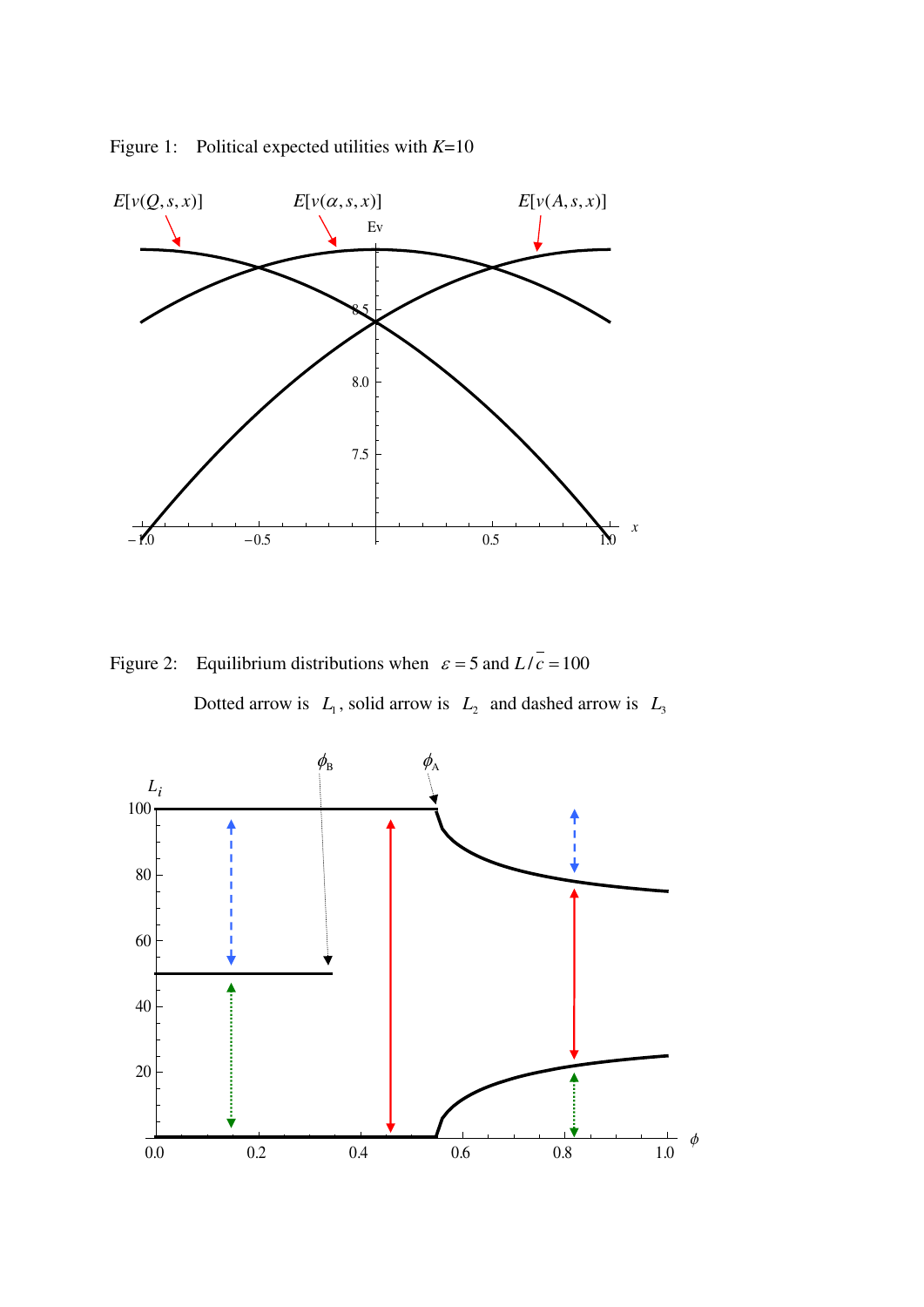Figure 1: Political expected utilities with $K$=10

$E[v(Q,s,x)]$

$E[v(\alpha,s,x)]$

$E[v(A,s,x)]$

Ev

8.5

8.0

7.5

−1.0

−0.5

0.5

1.0

$x$

Figure 2: Equilibrium distributions when $\varepsilon = 5$ and $L/\bar{c} = 100$

Dotted arrow is $L_1$, solid arrow is $L_2$ and dashed arrow is $L_3$

$\phi_B$

$\phi_A$

$L_i$

100

80

60

40

20

0.0

0.2

0.4

0.6

0.8

1.0

$\phi$